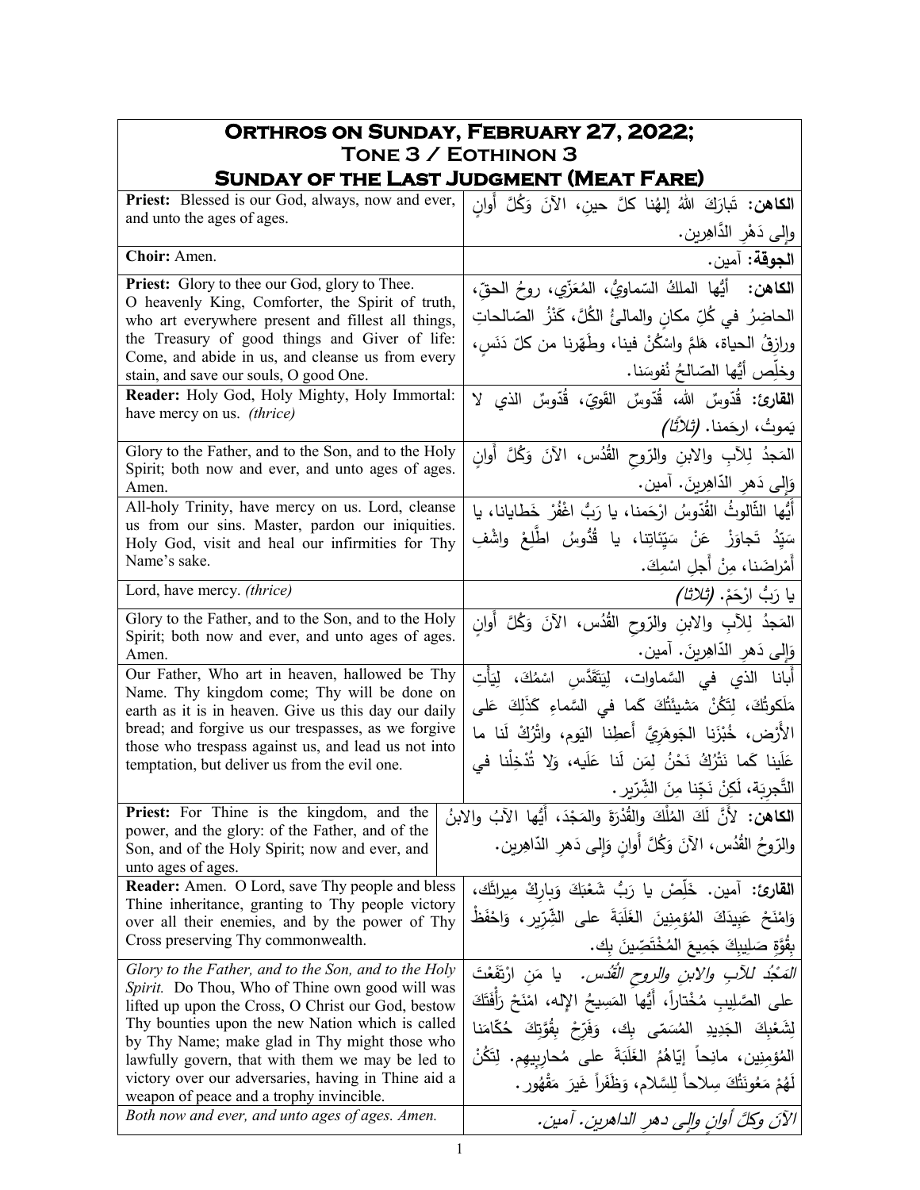# Orthros on Sunday, February 27, 2022;
## Tone 3 / Eothinon 3
## Sunday of the Last Judgment (Meat Fare)

| | |
|---|---|
| **Priest:** Blessed is our God, always, now and ever, and unto the ages of ages. | **الكاهن:** تَبارَكَ اللهُ إلهُنا كلَّ حينٍ، الآنَ وَكُلَّ أَوانٍ وإلى دَهْرِ الدَّاهِرين. |
| **Choir:** Amen. | **الجوقة:** آمين. |
| **Priest:** Glory to thee our God, glory to Thee. O heavenly King, Comforter, the Spirit of truth, who art everywhere present and fillest all things, the Treasury of good things and Giver of life: Come, and abide in us, and cleanse us from every stain, and save our souls, O good One. | **الكاهن:** أيُّها الملكُ السّماويُّ، المُعَزّي، روحُ الحقِّ، الحاضِرُ في كُلِّ مكانٍ والمالئُ الكُلَّ، كَنْزُ الصّالحاتِ ورازِقُ الحياة، هَلمَّ واسْكُنْ فينا، وطَهّرنا من كلّ دَنَسٍ، وخلِّص أيُّها الصّالحُ نُفوسَنا. |
| **Reader:** Holy God, Holy Mighty, Holy Immortal: have mercy on us. *(thrice)* | **القارئ:** قُدّوسٌ الله، قُدّوسٌ القَوِيّ، قُدّوسٌ الذي لا يَموتُ، ارحَمنا. *(ثلاثاً)* |
| Glory to the Father, and to the Son, and to the Holy Spirit; both now and ever, and unto ages of ages. Amen. | المَجدُ لِلآبِ والابنِ والرّوحِ القُدُس، الآنَ وَكُلَّ أَوانٍ وَإِلى دَهرِ الدّاهِرِينَ. آمين. |
| All-holy Trinity, have mercy on us. Lord, cleanse us from our sins. Master, pardon our iniquities. Holy God, visit and heal our infirmities for Thy Name's sake. | أَيُّها الثّالوثُ القُدّوسُ ارْحَمنا، يا رَبُّ اغْفُرْ خَطايانا، يا سَيِّدُ تَجاوَزْ عَنْ سَيِّئاتِنا، يا قُدُّوسُ اطَّلِعْ واشْفِ أَمْراضَنا، مِنْ أَجلِ اسْمِكَ. |
| Lord, have mercy. *(thrice)* | يا رَبُّ ارْحَمْ. *(ثلاثاً)* |
| Glory to the Father, and to the Son, and to the Holy Spirit; both now and ever, and unto ages of ages. Amen. | المَجدُ لِلآبِ والابنِ والرّوحِ القُدُس، الآنَ وَكُلَّ أَوانٍ وَإِلى دَهرِ الدّاهِرِينَ. آمين. |
| Our Father, Who art in heaven, hallowed be Thy Name. Thy kingdom come; Thy will be done on earth as it is in heaven. Give us this day our daily bread; and forgive us our trespasses, as we forgive those who trespass against us, and lead us not into temptation, but deliver us from the evil one. | أَبانا الذي في السَّماوات، لِيَتَقَدَّسِ اسْمُكَ، لِيَأْتِ مَلَكوتُكَ، لِتَكُنْ مَشيئَتُكَ كَما في السَّماءِ كَذَلِكَ عَلى الأَرْض، خُبْزَنا الجَوهَرِيَّ أَعطِنا اليَوم، واتْرُكْ لَنا ما عَلَينا كَما نَتْرُكُ نَحْنُ لِمَن لَنا عَلَيه، وَلا تُدْخِلْنا في التَّجرِبَة، لَكِنْ نَجِّنا مِنَ الشِّرّير. |
| **Priest:** For Thine is the kingdom, and the power, and the glory: of the Father, and of the Son, and of the Holy Spirit; now and ever, and unto ages of ages. | **الكاهن:** لأَنَّ لَكَ المُلْكَ والقُدْرَةَ والمَجْدَ، أَيُّها الآبُ والابنُ والرّوحُ القُدُس، الآنَ وَكُلَّ أَوانٍ وَإِلى دَهرِ الدّاهِرين. |
| **Reader:** Amen. O Lord, save Thy people and bless Thine inheritance, granting to Thy people victory over all their enemies, and by the power of Thy Cross preserving Thy commonwealth. | **القارئ:** آمين. خَلِّصْ يا رَبُّ شَعْبَكَ وَبارِكْ مِيراثَك، وَامْنَحْ عَبِيدَكَ المُؤمِنِينَ الغَلَبَةَ على الشِّرّير، وَاحْفَظْ بِقُوَّةِ صَلِيبِكَ جَمِيعَ المُخْتَصِّينَ بِك. |
| *Glory to the Father, and to the Son, and to the Holy Spirit.* Do Thou, Who of Thine own good will was lifted up upon the Cross, O Christ our God, bestow Thy bounties upon the new Nation which is called by Thy Name; make glad in Thy might those who lawfully govern, that with them we may be led to victory over our adversaries, having in Thine aid a weapon of peace and a trophy invincible. | *المَجْدُ للآبِ والابنِ والروحِ القُدُس.* يا مَنِ ارْتَفَعْتَ على الصَّلِيبِ مُخْتاراً، أَيُّها المَسِيحُ الإله، امْنَحْ رَأْفَتَكَ لِشَعْبِكَ الجَدِيدِ المُسَمّى بِك، وَفَرِّحْ بِقُوَّتِكَ حُكّامَنا المُؤمِنِين، مانِحاً إِيّاهُمُ الغَلَبَةَ على مُحارِبِيهِم. لِتَكُنْ لَهُمْ مَعُونَتُكَ سِلاحاً لِلسَّلام، وَظَفَراً غَيرَ مَقْهُور. |
| *Both now and ever, and unto ages of ages. Amen.* | *الآنَ وكلَّ أوانٍ وإلى دهرِ الداهرين. آمين.* |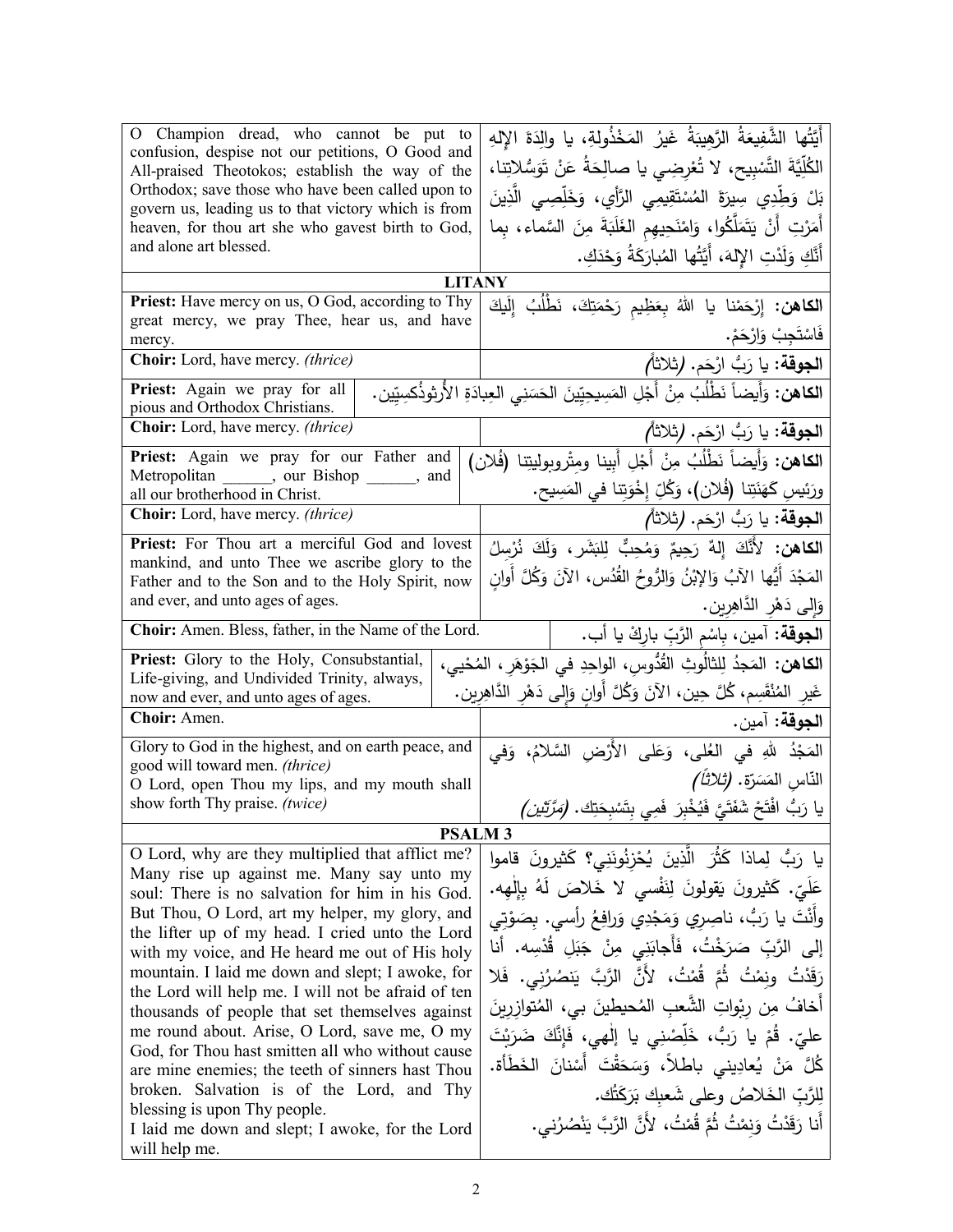| English | Arabic |
|---|---|
| O Champion dread, who cannot be put to confusion, despise not our petitions, O Good and All-praised Theotokos; establish the way of the Orthodox; save those who have been called upon to govern us, leading us to that victory which is from heaven, for thou art she who gavest birth to God, and alone art blessed. | أَيَّتُها الشَّفيعَةُ الرَّهيبَةُ غَيرُ المَخْذُولةِ، يا والِدَةَ الإِلهِ الكُلِّيَّةَ التَّسْبِيح، لا تُعْرِضِي يا صالِحَةُ عَنْ تَوَسُّلاتِنا، بَلْ وَطِّدِي سِيرَةَ المُسْتَقِيمِي الرَّأْيِ، وَخَلِّصِي الَّذِينَ أَمَرْتِ أَنْ يَتَمَلَّكُوا، وَامْنَحِيهِمِ الغَلَبَةَ مِنَ السَّماء، بِما أَنَّكِ وَلَدْتِ الإِلهَ، أَيَّتُها المُبارَكَةُ وَحْدَكِ. |

## LITANY

| English | Arabic |
|---|---|
| **Priest:** Have mercy on us, O God, according to Thy great mercy, we pray Thee, hear us, and have mercy. | **الكاهن:** إِرْحَمْنا يا اللهُ بِعَظِيمِ رَحْمَتِكَ، نَطْلُبُ إِلَيكَ فَاسْتَجِبْ وَارْحَمْ. |
| **Choir:** Lord, have mercy. *(thrice)* | **الجوقة:** يا رَبُّ ارْحَم. *(ثلاثاً)* |
| **Priest:** Again we pray for all pious and Orthodox Christians. | **الكاهن:** وَأَيضاً نَطْلُبُ مِنْ أَجْلِ المَسِيحِيِّينَ الحَسَنِي العِبادَةِ الأُرثوذُكسِيِّين. |
| **Choir:** Lord, have mercy. *(thrice)* | **الجوقة:** يا رَبُّ ارْحَم. *(ثلاثاً)* |
| **Priest:** Again we pray for our Father and Metropolitan ______, our Bishop ______, and all our brotherhood in Christ. | **الكاهن:** وَأَيضاً نَطْلُبُ مِنْ أَجْلِ أَبِينا ومِتْروبوليتِنا (فُلان) ورَئِيسِ كَهَنَتِنا (فُلان)، وَكُلِّ إِخْوَتِنا في المَسِيح. |
| **Choir:** Lord, have mercy. *(thrice)* | **الجوقة:** يا رَبُّ ارْحَم. *(ثلاثاً)* |
| **Priest:** For Thou art a merciful God and lovest mankind, and unto Thee we ascribe glory to the Father and to the Son and to the Holy Spirit, now and ever, and unto ages of ages. | **الكاهن:** لأَنَّكَ إِلهٌ رَحِيمٌ وَمُحِبٌّ لِلبَشَر، وَلَكَ نُرْسِلُ المَجْدَ أَيُّها الآبُ وَالإِبْنُ وَالرُّوحُ القُدُس، الآنَ وَكُلَّ أَوانٍ وَإِلى دَهْرِ الدَّاهِرِين. |
| **Choir:** Amen. Bless, father, in the Name of the Lord. | **الجوقة:** آمين، بِاسْمِ الرَّبِّ بارِكْ يا أب. |
| **Priest:** Glory to the Holy, Consubstantial, Life-giving, and Undivided Trinity, always, now and ever, and unto ages of ages. | **الكاهن:** المَجْدُ لِلثالُوثِ القُدُّوسِ، الواحِدِ في الجَوْهَرِ، المُحْيي، غَيرِ المُنْقَسِم، كُلَّ حِين، الآنَ وَكُلَّ أَوانٍ وَإِلى دَهْرِ الدَّاهِرِين. |
| **Choir:** Amen. | **الجوقة:** آمين. |
| Glory to God in the highest, and on earth peace, and good will toward men. *(thrice)* O Lord, open Thou my lips, and my mouth shall show forth Thy praise. *(twice)* | المَجْدُ للهِ في العُلى، وَعَلى الأَرْضِ السَّلامُ، وَفي النَّاسِ المَسَرّة. *(ثلاثاً)* يا رَبُّ افْتَحْ شَفَتَيَّ فَيُخْبِرَ فَمِي بِتَسْبِحَتِك. *(مرّتين)* |

## PSALM 3

| English | Arabic |
|---|---|
| O Lord, why are they multiplied that afflict me? Many rise up against me. Many say unto my soul: There is no salvation for him in his God. But Thou, O Lord, art my helper, my glory, and the lifter up of my head. I cried unto the Lord with my voice, and He heard me out of His holy mountain. I laid me down and slept; I awoke, for the Lord will help me. I will not be afraid of ten thousands of people that set themselves against me round about. Arise, O Lord, save me, O my God, for Thou hast smitten all who without cause are mine enemies; the teeth of sinners hast Thou broken. Salvation is of the Lord, and Thy blessing is upon Thy people. I laid me down and slept; I awoke, for the Lord will help me. | يا رَبُّ لِماذا كَثُرَ الَّذِينَ يُحْزِنُونَنِي؟ كَثيرونَ قاموا عَلَيّ. كَثيرونَ يَقولونَ لِنَفْسي لا خَلاصَ لَهُ بِإِلٰهِه. وأَنْتَ يا رَبُّ، ناصِرِي وَمَجْدِي وَرافِعُ رأسي. بِصَوْتِي إلى الرَّبِّ صَرَخْتُ، فَأَجابَنِي مِنْ جَبَلِ قُدْسِه. أنا رَقَدْتُ ونِمْتُ ثُمَّ قُمْتُ، لأَنَّ الرَّبَّ يَنصُرُنِي. فَلا أَخافُ مِن رِبْواتِ الشَّعبِ المُحيطينَ بي، المُتوازِرِينَ عليّ. قُمْ يا رَبُّ، خَلِّصْنِي يا إلٰهي، فَإِنَّكَ ضَرَبْتَ كُلَّ مَنْ يُعادِينِي باطلاً، وَسَحَقْتَ أَسْنانَ الخَطَأة. لِلرَّبِّ الخَلاصُ وعلى شَعبِكَ بَرَكَتُك. أَنا رَقَدْتُ وَنِمْتُ ثُمَّ قُمْتُ، لأَنَّ الرَّبَّ يَنْصُرُني. |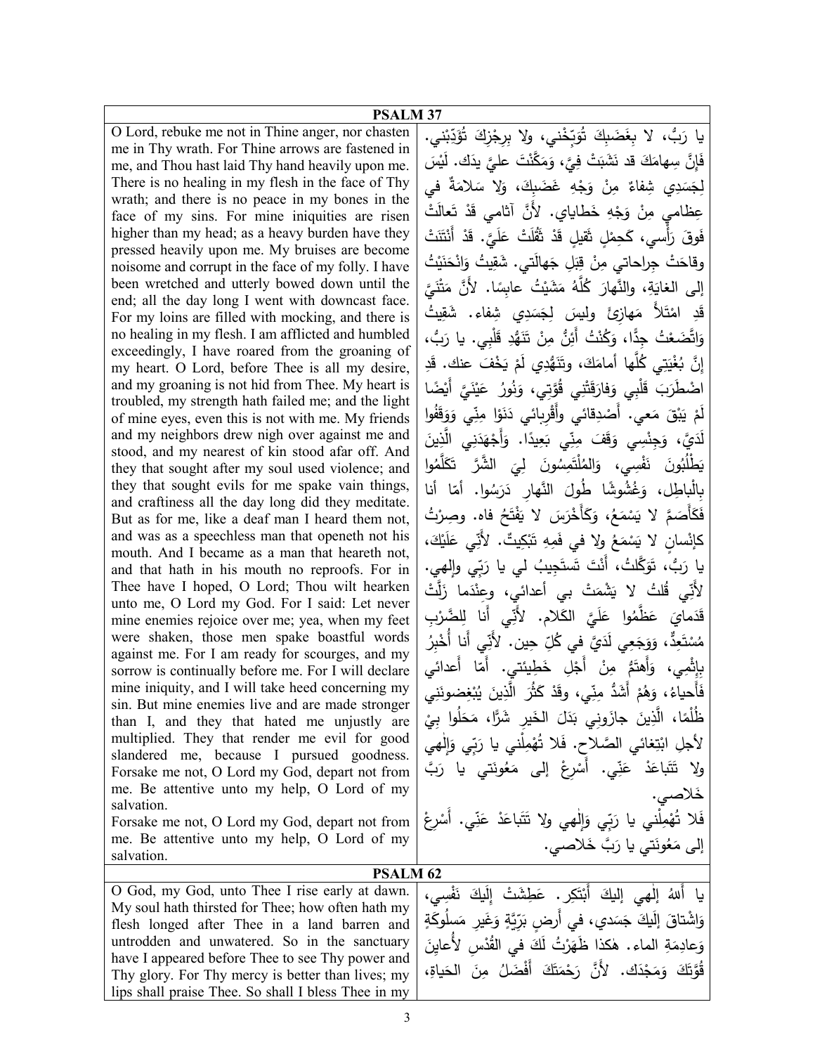| PSALM 37 | |
|---|---|
| O Lord, rebuke me not in Thine anger, nor chasten me in Thy wrath. For Thine arrows are fastened in me, and Thou hast laid Thy hand heavily upon me. There is no healing in my flesh in the face of Thy wrath; and there is no peace in my bones in the face of my sins. For mine iniquities are risen higher than my head; as a heavy burden have they pressed heavily upon me. My bruises are become noisome and corrupt in the face of my folly. I have been wretched and utterly bowed down until the end; all the day long I went with downcast face. For my loins are filled with mocking, and there is no healing in my flesh. I am afflicted and humbled exceedingly, I have roared from the groaning of my heart. O Lord, before Thee is all my desire, and my groaning is not hid from Thee. My heart is troubled, my strength hath failed me; and the light of mine eyes, even this is not with me. My friends and my neighbors drew nigh over against me and stood, and my nearest of kin stood afar off. And they that sought after my soul used violence; and they that sought evils for me spake vain things, and craftiness all the day long did they meditate. But as for me, like a deaf man I heard them not, and was as a speechless man that openeth not his mouth. And I became as a man that heareth not, and that hath in his mouth no reproofs. For in Thee have I hoped, O Lord; Thou wilt hearken unto me, O Lord my God. For I said: Let never mine enemies rejoice over me; yea, when my feet were shaken, those men spake boastful words against me. For I am ready for scourges, and my sorrow is continually before me. For I will declare mine iniquity, and I will take heed concerning my sin. But mine enemies live and are made stronger than I, and they that hated me unjustly are multiplied. They that render me evil for good slandered me, because I pursued goodness. Forsake me not, O Lord my God, depart not from me. Be attentive unto my help, O Lord of my salvation.<br>Forsake me not, O Lord my God, depart not from me. Be attentive unto my help, O Lord of my salvation. | يا رَبُّ، لا بِغَضَبِكَ تُوَبِّخْني، ولا بِرِجْزِكَ تُؤَدِّبْني. فَإِنَّ سِهامَكَ قد نَشَبَتْ فِيَّ، وَمَكَّنْتَ عليَّ يدَك. لَيْسَ لِجَسَدِي شِفاءٌ مِنْ وَجْهِ غَضَبِكَ، وَلا سَلامَةٌ في عِظامي مِنْ وَجْهِ خَطايايَ. لأَنَّ آثامي قَدْ تَعالَتْ فَوقَ رَأْسي، كَحِمْلٍ ثَقيلٍ قَدْ ثَقُلَتْ عَلَيَّ. قَدْ أَنْتَنَتْ وقاحَتْ جِراحاتي مِنْ قِبَلِ جَهالَتي. شَقِيتُ وَانْحَنَيْتُ إلى الغايَةِ، والنَّهارَ كُلَّهُ مَشَيْتُ عابِسًا. لأَنَّ مَتْنَيَّ قَدِ امْتَلأَ مَهازِئَ وليسَ لِجَسَدِي شِفاء. شَقِيتُ وَاتَّضَعْتُ جِدًّا، وَكُنْتُ أَئِنُّ مِنْ تَنَهُّدِ قَلْبِي. يا رَبُّ، إِنَّ بُغْيَتِي كُلَّها أمامَكَ، وتَنَهُّدِي لَمْ يَخْفَ عنك. قَدِ اضْطَرَبَ قَلْبِي وَفارَقَتْنِي قُوَّتِي، وَنُورُ عَيْنَيَّ أَيْضًا لَمْ يَبْقَ مَعي. أَصْدِقائي وأَقْرِبائي دَنَوْا مِنِّي وَوَقَفُوا لَدَيَّ، وَجِنْسِي وَقَفَ مِنّي بَعيدًا. وَأَجْهَدَنِي الَّذِينَ يَطْلُبُونَ نَفْسِي، وَالمُلْتَمِسُونَ لِيَ الشَّرَّ تَكَلَّمُوا بِالْباطِلِ، وَغُشُوشًا طُولَ النَّهارِ دَرَسُوا. أمّا أنا فَكَأَصَمَّ لا يَسْمَعُ، وَكَأَخْرَسَ لا يَفْتَحُ فاه. وصِرْتُ كإِنْسانٍ لا يَسْمَعُ ولا في فَمِهِ تَبْكِيتٌ. لأَنِّي عَلَيْكَ، يا رَبُّ، تَوَكَّلتُ، أَنْتَ تَستَجِيبُ لي يا رَبِّي وإلهي. لأَنِّي قُلتُ لا يَشْمَتْ بي أعدائي، وعِنْدَما زَلَّتْ قَدَمايَ عَظَّمُوا عَلَيَّ الكَلام. لأَنِّي أَنا لِلضَّرْبِ مُسْتَعِدٌّ، وَوَجَعِي لَدَيَّ في كُلِّ حِين. لأَنِّي أَنا أُخْبِرُ بِإِثْمِي، وَأَهتَمُّ مِنْ أَجْلِ خَطِيئتي. أَمّا أَعدائي فَأَحياءُ، وَهُمْ أَشَدُّ مِنِّي، وقَدْ كَثُرَ الَّذِينَ يُبْغِضونَنِي ظُلْمًا، الَّذِينَ جازَونِي بَدَلَ الخَيرِ شَرًّا، مَحَلُوا بِيْ لأجلِ ابْتِغائي الصَّلاح. فَلا تُهْمِلْني يا رَبِّي وَإِلٰهي ولا تَتَباعَدْ عَنِّي. أَسْرِعْ إلى مَعُونَتي يا رَبَّ خَلاصي.<br>فَلا تُهْمِلْني يا رَبِّي وَإِلٰهي ولا تَتَباعَدْ عَنِّي. أَسْرِعْ إلى مَعُونَتي يا رَبَّ خَلاصي. |
| **PSALM 62** | |
| O God, my God, unto Thee I rise early at dawn. My soul hath thirsted for Thee; how often hath my flesh longed after Thee in a land barren and untrodden and unwatered. So in the sanctuary have I appeared before Thee to see Thy power and Thy glory. For Thy mercy is better than lives; my lips shall praise Thee. So shall I bless Thee in my | يا أَللهُ إِلٰهي إليكَ أَبْتَكِر. عَطِشَتْ إِلَيكَ نَفْسِي، وَاشْتاقَ إِلَيكَ جَسَدي، في أَرضٍ بَرِّيَّةٍ وَغيرِ مَسلُوكَةٍ وَعادِمَةِ الماء. هٰكذا ظَهَرْتُ لَكَ في القُدْسِ لأُعايِنَ قُوَّتَكَ وَمَجْدَك. لأَنَّ رَحْمَتَكَ أَفْضَلُ مِنَ الحَياةِ، |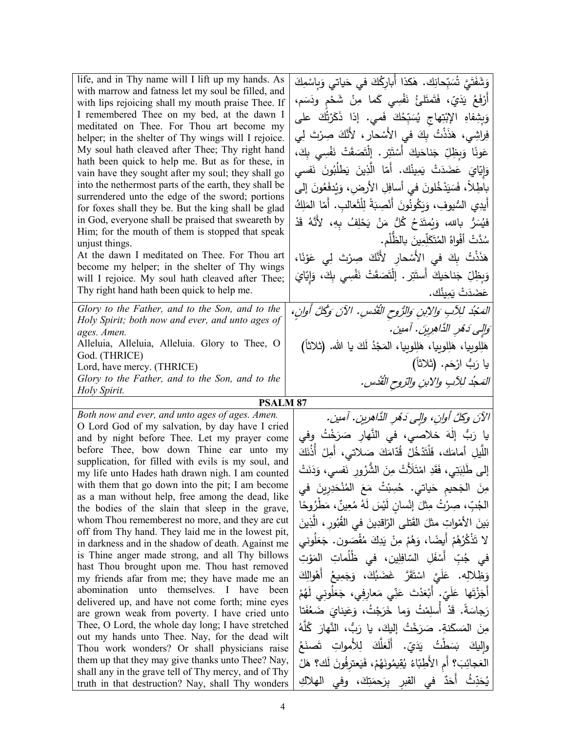| | |
|---|---|
| life, and in Thy name will I lift up my hands. As with marrow and fatness let my soul be filled, and with lips rejoicing shall my mouth praise Thee. If I remembered Thee on my bed, at the dawn I meditated on Thee. For Thou art become my helper; in the shelter of Thy wings will I rejoice. My soul hath cleaved after Thee; Thy right hand hath been quick to help me. But as for these, in vain have they sought after my soul; they shall go into the nethermost parts of the earth, they shall be surrendered unto the edge of the sword; portions for foxes shall they be. But the king shall be glad in God, everyone shall be praised that sweareth by Him; for the mouth of them is stopped that speak unjust things.<br>At the dawn I meditated on Thee. For Thou art become my helper; in the shelter of Thy wings will I rejoice. My soul hath cleaved after Thee; Thy right hand hath been quick to help me. | وَشَفَتَيَّ تُسَبِّحانِك. هٰكذا أُبارِكُكَ في حَياتي وَبِاسْمِكَ أَرْفَعُ يَدَيّ، فَتَمتَلِئُ نَفْسِي كَما مِنْ شَحْمٍ ودَسَم، وَبِشِفاهِ الابْتِهاجِ يُسَبِّحُكَ فَمي. إذا ذَكَرْتُكَ على فِراشِي، هَذَذْتُ بِكَ في الأَسْحار، لأَنَّكَ صِرْتَ لِي عَونًا وَبِظِلِّ جَناحَيكَ أَسْتَتِر. إِلْتَصَقَتْ نَفْسِي بِكَ، وَإِيّايَ عَضَدَتْ يَمينُك. أَمّا الَّذِينَ يَطلُبُونَ نَفسي باطِلاً، فَسَيَدْخُلونَ في أسافِلِ الأرض، وَيُدفَعُونَ إلى أَيدِي السُّيوفِ، وَيَكُونُونَ أَنْصِبَةً لِلثَّعالِب. أَمّا المَلِكُ فيُسَرُّ بالله، وَيُمتَدَحُ كُلُّ مَنْ يَحْلِفُ بِهِ، لأَنَّهُ قَدْ سُدَّتْ أَفْواهُ المُتَكَلِّمِينَ بالظُّلْم.<br>هَذَذْتُ بِكَ في الأَسْحارِ لأَنَّكَ صِرْتَ لِي عَوْنًا، وَبِظِلِّ جَناحَيكَ أَستَتِر. إِلْتَصَقَتْ نَفْسِي بِكَ، وَإِيّايَ عَضَدَتْ يَمينُك. |
| *Glory to the Father, and to the Son, and to the Holy Spirit; both now and ever, and unto ages of ages. Amen.*<br>Alleluia, Alleluia, Alleluia. Glory to Thee, O God. (THRICE)<br>Lord, have mercy. (THRICE)<br>*Glory to the Father, and to the Son, and to the Holy Spirit.* | *المَجْدُ لِلآبِ وَالابْنِ وَالرُّوحِ القُدُس. الآنَ وَكُلَّ أَوانٍ، وَإِلى دَهْرِ الدَّاهِرِينَ. آمين.*<br>هَلِلوييا، هَلِلوييا، هَلِلوييا، المَجْدُ لَكَ يا الله. (ثلاثاً)<br>يا رَبُّ ارْحَم. (ثلاثاً)<br>*المَجدُ لِلآبِ والابنِ والرّوحِ القُدُس.* |

**PSALM 87**

| | |
|---|---|
| *Both now and ever, and unto ages of ages. Amen.*<br>O Lord God of my salvation, by day have I cried and by night before Thee. Let my prayer come before Thee, bow down Thine ear unto my supplication, for filled with evils is my soul, and my life unto Hades hath drawn nigh. I am counted with them that go down into the pit; I am become as a man without help, free among the dead, like the bodies of the slain that sleep in the grave, whom Thou rememberest no more, and they are cut off from Thy hand. They laid me in the lowest pit, in darkness and in the shadow of death. Against me is Thine anger made strong, and all Thy billows hast Thou brought upon me. Thou hast removed my friends afar from me; they have made me an abomination unto themselves. I have been delivered up, and have not come forth; mine eyes are grown weak from poverty. I have cried unto Thee, O Lord, the whole day long; I have stretched out my hands unto Thee. Nay, for the dead wilt Thou work wonders? Or shall physicians raise them up that they may give thanks unto Thee? Nay, shall any in the grave tell of Thy mercy, and of Thy truth in that destruction? Nay, shall Thy wonders | *الآنَ وكلَّ أوانٍ، وإلى دَهْرِ الدَّاهرين. آمين.*<br>يا رَبُّ إِلٰهَ خَلاصي، في النَّهارِ صَرَخْتُ وفي اللَّيلِ أمامَك، فَلْتَدْخُلْ قُدّامَكَ صَلاتي، أَمِلْ أُذُنَكَ إلى طَلِبَتي، فَقَدِ امْتَلأَتْ مِنَ الشُّرُورِ نَفسي، وَدَنَتْ مِنَ الجَحيمِ حَياتي. حُسِبْتُ مَعَ المُنْحَدِرِينَ في الجُبِّ، صِرْتُ مِثْلَ إنْسانٍ لَيْسَ لَهُ مُعِينٌ، مَطْرُوحًا بَينَ الأمْواتِ مثلَ القَتلى الرّاقِدِينَ في القُبُورِ، الَّذِينَ لا تَذْكُرُهُمْ أَيضًا، وَهُمْ مِنْ يَدِكَ مُقْصَون. جَعَلُوني في جُبِّ أَسْفَلِ السّافِلِين، في ظُلُماتِ المَوْتِ وَظِلالِه. عَلَيَّ اسْتَقَرَّ غَضَبُكَ، وَجَمِيعُ أَهْوالِكَ أَجَزْتَها عَلَيّ. أَبْعَدْتَ عَنِّي مَعارِفِي، جَعَلُوني لَهُمْ رَجاسَةً. قَدْ أُسلِمْتُ وَما خَرَجْتُ، وَعَيناي ضَعُفَتا مِنَ المَسكَنة. صَرَخْتُ إليكَ، يا رَبُّ، النَّهارَ كُلَّهُ وإليكَ بَسَطْتُ يَدَيّ. أَلَعَلَّكَ لِلأَمواتِ تَصنَعُ العَجائِبَ؟ أَمِ الأَطِبّاءُ يُقِيمُونَهُمْ، فَيَعترِفُونَ لَك؟ هَلْ يُحَدِّثُ أَحَدٌ في القبرِ بِرَحمَتِكَ، وفي الهلاكِ |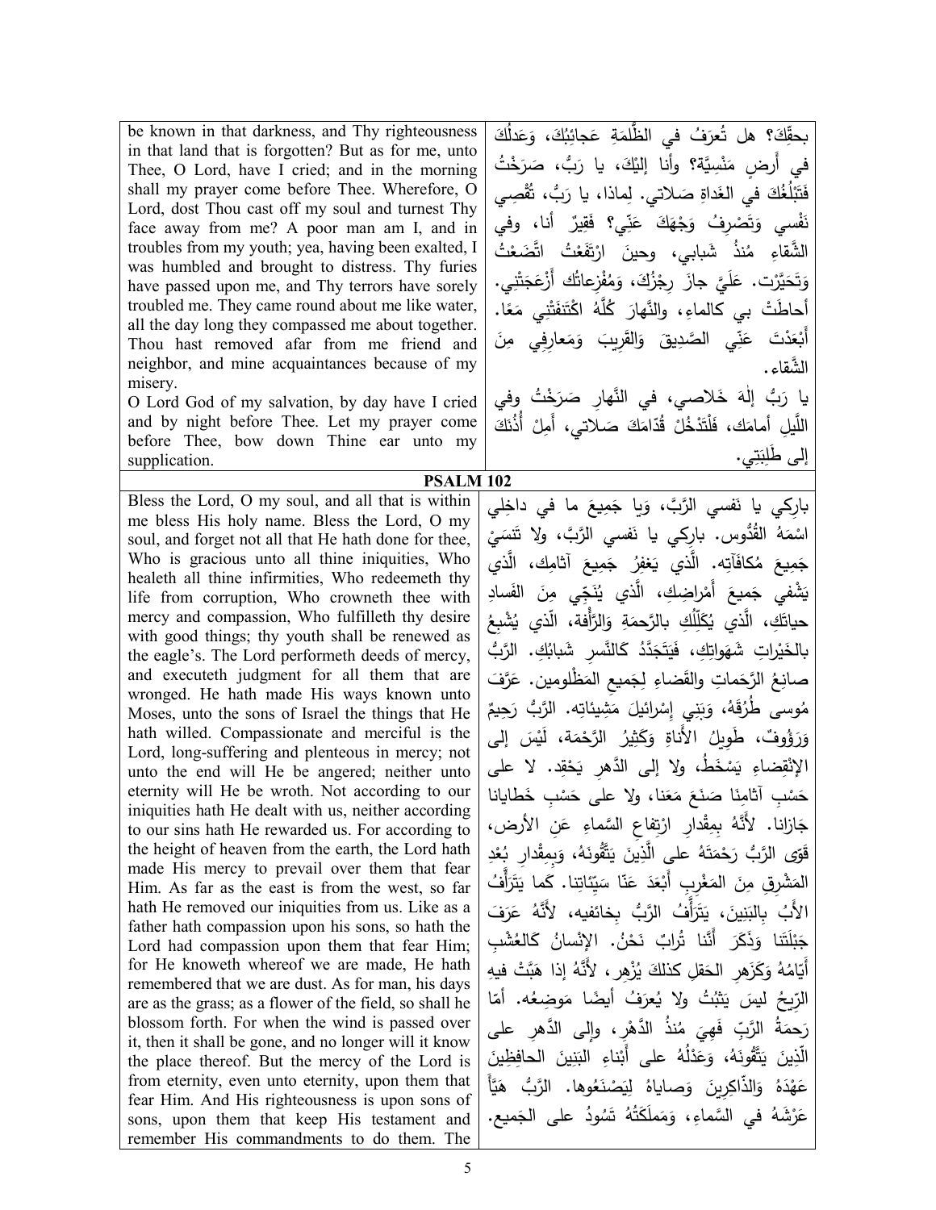| | |
|---|---|
| be known in that darkness, and Thy righteousness in that land that is forgotten? But as for me, unto Thee, O Lord, have I cried; and in the morning shall my prayer come before Thee. Wherefore, O Lord, dost Thou cast off my soul and turnest Thy face away from me? A poor man am I, and in troubles from my youth; yea, having been exalted, I was humbled and brought to distress. Thy furies have passed upon me, and Thy terrors have sorely troubled me. They came round about me like water, all the day long they compassed me about together. Thou hast removed afar from me friend and neighbor, and mine acquaintances because of my misery.<br>O Lord God of my salvation, by day have I cried and by night before Thee. Let my prayer come before Thee, bow down Thine ear unto my supplication. | بحقِّكَ؟ هل تُعرَفُ في الظُّلمَةِ عَجائِبُكَ، وَعَدلُكَ في أَرضٍ مَنْسِيَّة؟ وأنا إليْكَ، يا رَبُّ، صَرَخْتُ فَتَبْلُغُكَ في الغَداةِ صَلاتي. لِماذا، يا رَبُّ، تُقْصِي نَفْسي وَتَصْرِفُ وَجْهَكَ عَنِّي؟ فَقيرٌ أنا، وفي الشَّقاءِ مُنذُ شَبابي، وحينَ ارْتَفَعْتُ اتَّضَعْتُ وَتَحَيَّرْت. عَلَيَّ جازَ رِجْزُكَ، وَمُفْزِعاتُك أَزْعَجَتْني. أحاطَتْ بي كالماءِ، والنَّهارَ كُلَّهُ اكْتَنَفَتْني مَعًا. أَبْعَدْتَ عَنِّي الصَّديقَ وَالقَريبَ وَمَعارِفِي مِنَ الشَّقاء.<br>يا رَبُّ إلهَ خَلاصي، في النَّهارِ صَرَخْتُ وفي اللَّيلِ أمامَك، فَلْتَدْخُلْ قُدّامَكَ صَلاتي، أَمِلْ أُذُنَكَ إلى طَلِبَتِي. |

**PSALM 102**

| | |
|---|---|
| Bless the Lord, O my soul, and all that is within me bless His holy name. Bless the Lord, O my soul, and forget not all that He hath done for thee, Who is gracious unto all thine iniquities, Who healeth all thine infirmities, Who redeemeth thy life from corruption, Who crowneth thee with mercy and compassion, Who fulfilleth thy desire with good things; thy youth shall be renewed as the eagle's. The Lord performeth deeds of mercy, and executeth judgment for all them that are wronged. He hath made His ways known unto Moses, unto the sons of Israel the things that He hath willed. Compassionate and merciful is the Lord, long-suffering and plenteous in mercy; not unto the end will He be angered; neither unto eternity will He be wroth. Not according to our iniquities hath He dealt with us, neither according to our sins hath He rewarded us. For according to the height of heaven from the earth, the Lord hath made His mercy to prevail over them that fear Him. As far as the east is from the west, so far hath He removed our iniquities from us. Like as a father hath compassion upon his sons, so hath the Lord had compassion upon them that fear Him; for He knoweth whereof we are made, He hath remembered that we are dust. As for man, his days are as the grass; as a flower of the field, so shall he blossom forth. For when the wind is passed over it, then it shall be gone, and no longer will it know the place thereof. But the mercy of the Lord is from eternity, even unto eternity, upon them that fear Him. And His righteousness is upon sons of sons, upon them that keep His testament and remember His commandments to do them. The | بارِكي يا نَفسي الرَّبَّ، وَيا جَميعَ ما في داخِلي اسْمَهُ القُدُّوس. بارِكي يا نَفسي الرَّبَّ، ولا تَنسَيْ جَميعَ مُكافَآتِه. الَّذي يَغفِرُ جَميعَ آثامِكِ، الَّذي يَشْفي جَميعَ أَمْراضِكِ، الَّذي يُنَجِّي مِنَ الفَسادِ حياتَكِ، الَّذي يُكَلِّلُكِ بالرَّحمَةِ وَالرَّأْفة، الَّذي يُشْبِعُ بالخَيْراتِ شَهَواتِكِ، فَيَتَجَدَّدُ كَالنَّسرِ شَبابُكِ. الرَّبُّ صانِعُ الرَّحَماتِ والقَضاءِ لِجَميعِ المَظْلومين. عَرَّفَ مُوسى طُرُقَهُ، وَبَني إِسْرائيلَ مَشِيئاتِه. الرَّبُّ رَحِيمٌ وَرَؤُوفٌ، طَويلُ الأَناةِ وَكَثيرُ الرَّحْمَة، لَيْسَ إلى الإنْقِضاءِ يَسْخَطُ، ولا إلى الدَّهرِ يَحْقِد. لا على حَسْبِ آثامِنَا صَنَعَ مَعَنا، ولا على حَسْبِ خَطايانا جَازانا. لأَنَّهُ بِمِقْدارِ ارْتِفاعِ السَّماءِ عَنِ الأرض، قَوّى الرَّبُّ رَحْمَتَهُ على الَّذِينَ يَتَّقُونَهُ، وَبِمِقْدارِ بُعْدِ المَشْرِقِ مِنَ المَغْرِبِ أَبْعَدَ عَنّا سَيِّئاتِنا. كَما يَتَرَأَّفُ الأَبُ بِالبَنِينَ، يَتَرَأَّفُ الرَّبُّ بِخائفيه، لأَنَّهُ عَرَفَ جَبْلَتَنا وَذَكَرَ أَنَّنا تُرابٌ نَحْنُ. الإنْسانُ كَالعُشْبِ أَيّامُهُ وَكَزَهرِ الحَقلِ كذلكَ يُزْهِر، لأَنَّهُ إذا هَبَّتْ فيهِ الرِّيحُ ليسَ يَثبُتُ ولا يُعرَفُ أيضًا مَوضِعُه. أمّا رَحمَةُ الرَّبِّ فَهِيَ مُنذُ الدَّهْرِ، وإلى الدَّهرِ على الَّذِينَ يَتَّقُونَهُ، وَعَدْلُهُ على أَبْناءِ البَنِينَ الحافِظِينَ عَهْدَهُ وَالذّاكِرِينَ وَصاياهُ لِيَصْنَعُوها. الرَّبُّ هَيَّأَ عَرْشَهُ في السَّماءِ، وَمَملَكَتُهُ تَسُودُ على الجَميع. |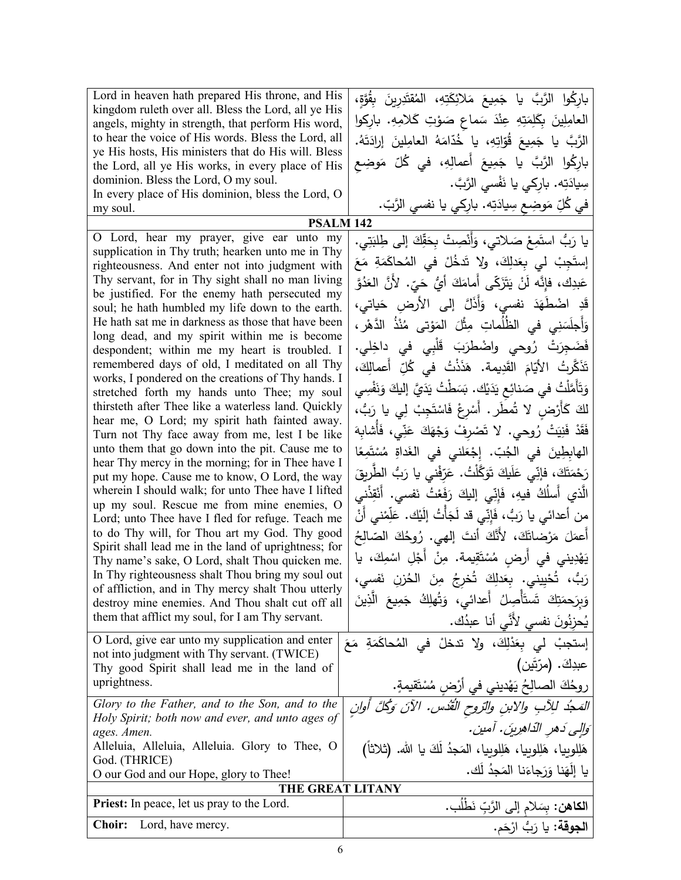| English | Arabic |
|---|---|
| Lord in heaven hath prepared His throne, and His kingdom ruleth over all. Bless the Lord, all ye His angels, mighty in strength, that perform His word, to hear the voice of His words. Bless the Lord, all ye His hosts, His ministers that do His will. Bless the Lord, all ye His works, in every place of His dominion. Bless the Lord, O my soul. In every place of His dominion, bless the Lord, O my soul. | باركُوا الرَّبَّ يا جَمِيعَ مَلائِكَتِهِ، المُقتَدِرِينَ بِقُوَّةٍ، العامِلِينَ بِكَلِمَتِهِ عِنْدَ سَماعِ صَوْتِ كَلامِهِ. باركوا الرَّبَّ يا جَمِيعَ قُوّاتِهِ، يا خُدّامَهُ العامِلِينَ إرادَتَهُ. بارِكُوا الرَّبَّ يا جَمِيعَ أَعمالِهِ، في كُلِّ مَوضِعِ سِيادَتِه. باركي يا نَفْسي الرَّبَّ. في كُلِّ مَوضِعِ سِيادَتِه. باركي يا نفسي الرَّبّ. |

**PSALM 142**

| English | Arabic |
|---|---|
| O Lord, hear my prayer, give ear unto my supplication in Thy truth; hearken unto me in Thy righteousness. And enter not into judgment with Thy servant, for in Thy sight shall no man living be justified. For the enemy hath persecuted my soul; he hath humbled my life down to the earth. He hath sat me in darkness as those that have been long dead, and my spirit within me is become despondent; within me my heart is troubled. I remembered days of old, I meditated on all Thy works, I pondered on the creations of Thy hands. I stretched forth my hands unto Thee; my soul thirsteth after Thee like a waterless land. Quickly hear me, O Lord; my spirit hath fainted away. Turn not Thy face away from me, lest I be like unto them that go down into the pit. Cause me to hear Thy mercy in the morning; for in Thee have I put my hope. Cause me to know, O Lord, the way wherein I should walk; for unto Thee have I lifted up my soul. Rescue me from mine enemies, O Lord; unto Thee have I fled for refuge. Teach me to do Thy will, for Thou art my God. Thy good Spirit shall lead me in the land of uprightness; for Thy name's sake, O Lord, shalt Thou quicken me. In Thy righteousness shalt Thou bring my soul out of affliction, and in Thy mercy shalt Thou utterly destroy mine enemies. And Thou shalt cut off all them that afflict my soul, for I am Thy servant. | يا رَبُّ استَمِعْ صَلاتي، وَأَنْصِتْ بِحَقِّكَ إلى طِلبَتي. إستَجِبْ لي بِعَدلِكَ، ولا تَدخُلْ في المُحاكَمَةِ مَعَ عَبدِك، فإنَّه لَنْ يَتَزَكّى أَمامَكَ أيُّ حَيّ. لأنَّ العَدُوَّ قَدِ اضْطَهَدَ نفسي، وَأَذَلَّ إلى الأرضِ حَياتي، وَأَجلَسَنِي في الظُلُماتِ مِثْلَ المَوْتى مُنْذُ الدَّهْر، فَضَجِرَتْ رُوحي واضْطرَبَ قَلْبِي في داخِلي. تَذَكَّرتُ الأَيّامَ القَديمة. هَذَذْتُ في كُلِّ أَعمالِكَ، وَتَأَمَّلْتُ في صَنائِعِ يَدَيْك. بَسَطْتُ يَدَيَّ إليكَ وَنَفْسِي لكَ كَأَرْضٍ لا تُمطَر. أَسْرِعْ فَاسْتَجِبْ لِي يا رَبُّ، فَقَدْ فَنِيَتْ رُوحي. لا تَصْرِفْ وَجْهَكَ عَنِّي، فَأُشابِهَ الهابِطِينَ في الجُبّ. إجْعَلني في الغَداةِ مُسْتَمِعًا رَحْمَتَكَ، فإنّي عَلَيكَ تَوَكَّلْتُ. عَرِّفْني يا رَبُّ الطَّرِيقَ الَّذي أَسلُكُ فيه، فَإِنّي إليكَ رَفَعْتُ نفسي. أَنْقِذْني من أعدائي يا رَبُّ، فَإنّي قد لَجَأْتُ إلَيْك. عَلِّمْني أَنْ أَعمَلَ مَرْضاتَكَ، لأَنَّكَ أنتَ إلهي. رُوحُكَ الصّالِحُ يَهْدِيني في أَرضٍ مُسْتَقِيمة. مِنْ أَجْلِ اسْمِكَ، يا رَبُّ، تُحْيِيني. بِعَدلِكَ تُخرِجُ مِنَ الحُزنِ نَفسي، وَبِرَحمَتِكَ تَستَأْصِلُ أَعدائي، وَتُهلِكُ جَمِيعَ الَّذِينَ يُحزِنُونَ نفسي لأَنّي أنا عبدُك. |
| O Lord, give ear unto my supplication and enter not into judgment with Thy servant. (TWICE) Thy good Spirit shall lead me in the land of uprightness. | إستجبْ لي بِعَدْلِكَ، ولا تدخلْ في المُحاكَمَةِ مَعَ عبدِكَ. (مرّتين) روحُكَ الصالِحُ يَهْديني في أرْضٍ مُسْتَقيمةٍ. |
| *Glory to the Father, and to the Son, and to the Holy Spirit; both now and ever, and unto ages of ages. Amen.* Alleluia, Alleluia, Alleluia. Glory to Thee, O God. (THRICE) O our God and our Hope, glory to Thee! | *المَجدُ للآبِ والابنِ والرّوحِ القُدُس. الآنَ وَكُلَّ أَوانٍ وإلى دَهرِ الدّاهرينَ. آمين.* هَلِلوييا، هَلِلوييا، هَلِلوييا، المَجدُ لَكَ يا الله. (ثلاثاً) يا إلَهَنا وَرَجاءَنا المَجدُ لَك. |

**THE GREAT LITANY**

| English | Arabic |
|---|---|
| **Priest:** In peace, let us pray to the Lord. | **الكاهن:** بِسَلامٍ إلى الرَّبِّ نَطْلُب. |
| **Choir:** Lord, have mercy. | **الجوقة:** يا رَبُّ ارْحَم. |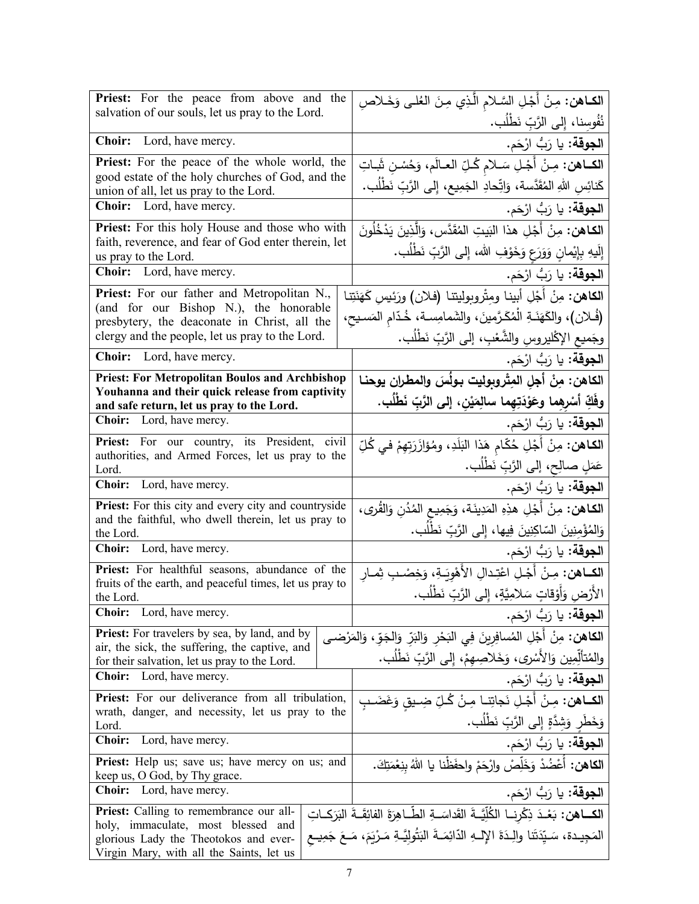| **Priest:** For the peace from above and the salvation of our souls, let us pray to the Lord. | **الكـاهن:** مِنْ أَجْلِ السَّـلامِ الَّـذِي مِنَ العُلـى وَخَـلاصِ نُفُوسِنا، إلى الرَّبِّ نَطْلُب. |
|---|---|
| **Choir:** Lord, have mercy. | **الجوقة:** يا رَبُّ ارْحَم. |
| **Priest:** For the peace of the whole world, the good estate of the holy churches of God, and the union of all, let us pray to the Lord. | **الكـاهن:** مِـنْ أَجْـلِ سَـلامِ كُـلِّ العـالَم، وَحُسْـنِ ثَبـاتِ كَنائِسِ اللهِ المُقَدَّسة، وَاتِّحادِ الجَمِيع، إِلى الرَّبِّ نَطْلُب. |
| **Choir:** Lord, have mercy. | **الجوقة:** يا رَبُّ ارْحَم. |
| **Priest:** For this holy House and those who with faith, reverence, and fear of God enter therein, let us pray to the Lord. | **الكاهن:** مِنْ أَجْلِ هذا البَيتِ المُقَدَّس، وَالَّذِينَ يَدْخُلُونَ إِلَيهِ بِإِيْمانٍ وَوَرَعٍ وَخَوْفِ الله، إِلى الرَّبِّ نَطْلُب. |
| **Choir:** Lord, have mercy. | **الجوقة:** يا رَبُّ ارْحَم. |
| **Priest:** For our father and Metropolitan N., (and for our Bishop N.), the honorable presbytery, the deaconate in Christ, all the clergy and the people, let us pray to the Lord. | **الكاهن:** مِنْ أَجْلِ أبينا ومِتْروبوليتِنا (فلان) ورَئيسِ كَهَنَتِنا (فُلان)، والكَهَنَـةِ الْمُكَرَّمينَ، والشَمامِسـةِ، خُـدّامِ المَسـيحِ، وجَميعِ الإكْليروسِ والشَّعْبِ، إلى الرَّبِّ نَطْلُب. |
| **Choir:** Lord, have mercy. | **الجوقة:** يا رَبُّ ارْحَم. |
| **Priest: For Metropolitan Boulos and Archbishop Youhanna and their quick release from captivity and safe return, let us pray to the Lord.** | **الكاهن: مِنْ أجْلِ المِتْروبوليت بولُس والمطران يوحنا وفَكِّ أسْرِهما وعَوْدَتِهِما سالِمَيْن، إلى الرَّبِّ نَطْلُب.** |
| **Choir:** Lord, have mercy. | **الجوقة:** يا رَبُّ ارْحَم. |
| **Priest:** For our country, its President, civil authorities, and Armed Forces, let us pray to the Lord. | **الكاهن:** مِنْ أَجْلِ حُكّامِ هَذا البَلَدِ، ومُؤازَرَتِهِمْ في كُلِّ عَمَلٍ صالِحٍ، إلى الرَّبِّ نَطْلُب. |
| **Choir:** Lord, have mercy. | **الجوقة:** يا رَبُّ ارْحَم. |
| **Priest:** For this city and every city and countryside and the faithful, who dwell therein, let us pray to the Lord. | **الكاهن:** مِنْ أَجْلِ هذِهِ المَدِينَـة، وَجَمِيـعِ المُدُنِ وَالقُرى، وَالمُؤْمِنِينَ السّاكِنِينَ فِيها، إِلى الرَّبِّ نَطْلُب. |
| **Choir:** Lord, have mercy. | **الجوقة:** يا رَبُّ ارْحَم. |
| **Priest:** For healthful seasons, abundance of the fruits of the earth, and peaceful times, let us pray to the Lord. | **الكـاهن:** مِـنْ أَجْـلِ اعْتِـدالِ الأَهْوِيَـةِ، وَخِصْـبِ ثِمـارِ الأَرْضِ وَأَوْقاتٍ سَلامِيَّةٍ، إِلى الرَّبِّ نَطْلُب. |
| **Choir:** Lord, have mercy. | **الجوقة:** يا رَبُّ ارْحَم. |
| **Priest:** For travelers by sea, by land, and by air, the sick, the suffering, the captive, and for their salvation, let us pray to the Lord. | **الكاهن:** مِنْ أَجْلِ المُسافِرِينَ فِي البَحْرِ وَالبَرِّ وَالجَوّ، وَالمَرْضى والمُتألِّمِين وَالأَسْرى، وَخَلاصِهِمْ، إِلى الرَّبِّ نَطْلُب. |
| **Choir:** Lord, have mercy. | **الجوقة:** يا رَبُّ ارْحَم. |
| **Priest:** For our deliverance from all tribulation, wrath, danger, and necessity, let us pray to the Lord. | **الكـاهن:** مِـنْ أَجْـلِ نَجاتِنـا مِـنْ كُـلِّ ضِـيقٍ وَغَضَـبٍ وَخَطَرٍ وَشِدَّةٍ إِلى الرَّبِّ نَطْلُب. |
| **Choir:** Lord, have mercy. | **الجوقة:** يا رَبُّ ارْحَم. |
| **Priest:** Help us; save us; have mercy on us; and keep us, O God, by Thy grace. | **الكاهن:** أَعْضُدْ وَخَلِّصْ وارْحَمْ واحفَظْنا يا اللهُ بِنِعْمَتِكَ. |
| **Choir:** Lord, have mercy. | **الجوقة:** يا رَبُّ ارْحَم. |
| **Priest:** Calling to remembrance our all-holy, immaculate, most blessed and glorious Lady the Theotokos and ever-Virgin Mary, with all the Saints, let us | **الكـاهن:** بَعْـدَ ذِكْرِنـا الكُلِّيَّـةَ القَداسَـةِ الطّـاهِرَةَ الفائِقَـةَ البَرَكـاتِ المَجِيـدة، سَـيِّدَتَنا والِـدَةَ الإِلـهِ الدّائِمَـةَ البَتُولِيَّـةِ مَـرْيَمَ، مَـعَ جَمِيـعِ |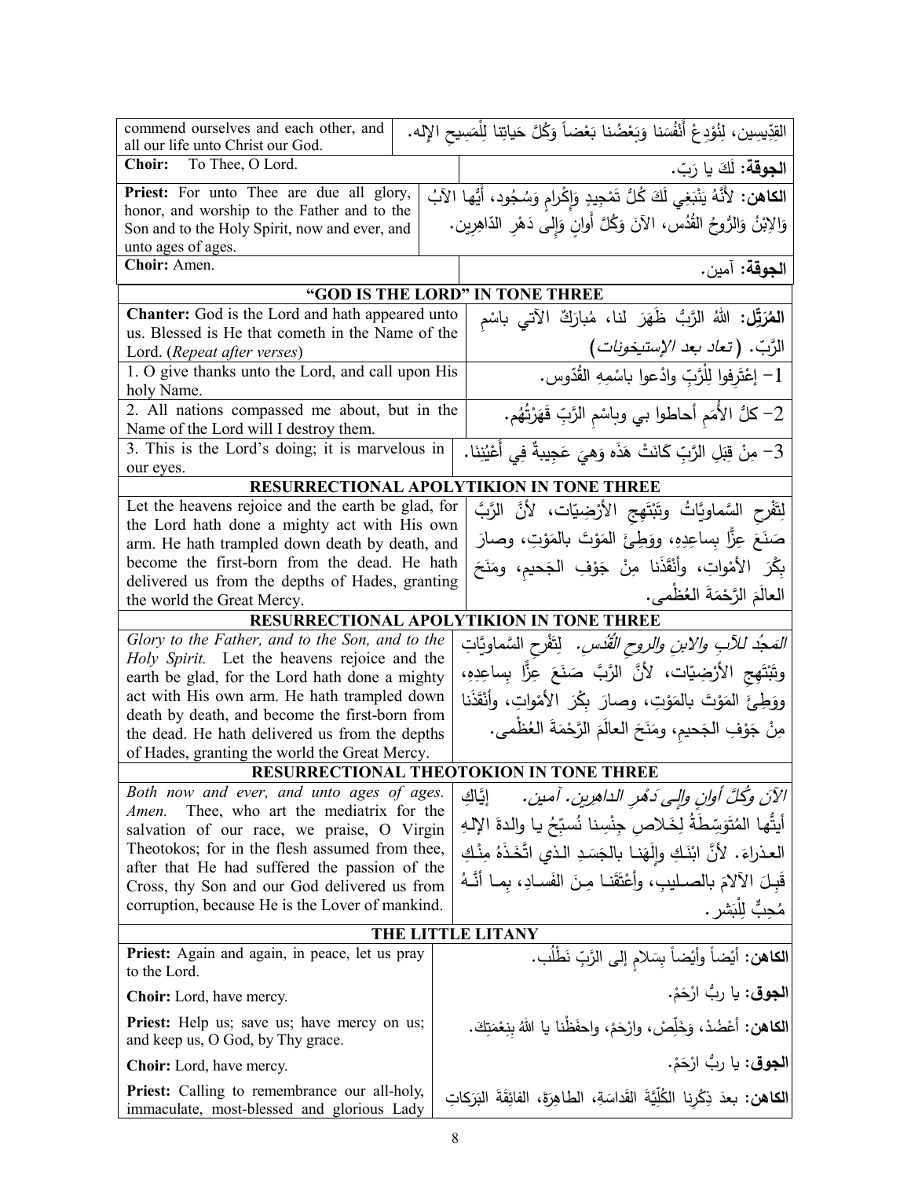| English | Arabic |
|---|---|
| commend ourselves and each other, and all our life unto Christ our God. | القِدِّيسِين، لِنُوْدِعْ أَنْفُسَنا وَبَعْضُنا بَعْضاً وَكُلَّ حَيَاتِنا لِلْمَسِيحِ الإله. |
| **Choir:** To Thee, O Lord. | **الجوقة:** لَكَ يا رَبّ. |
| **Priest:** For unto Thee are due all glory, honor, and worship to the Father and to the Son and to the Holy Spirit, now and ever, and unto ages of ages. | **الكاهن:** لأَنَّهُ يَنْبَغِي لَكَ كُلُّ تَمْجِيدٍ وَإِكْرامٍ وَسُجُود، أَيُّها الآبُ وَالابْنُ وَالرُّوحُ القُدُس، الآنَ وَكُلَّ أَوانٍ وَإِلى دَهْرِ الدَّاهِرِين. |
| **Choir:** Amen. | **الجوقة:** آمين. |

## "GOD IS THE LORD" IN TONE THREE

| English | Arabic |
|---|---|
| **Chanter:** God is the Lord and hath appeared unto us. Blessed is He that cometh in the Name of the Lord. (*Repeat after verses*) | **المُرَتِّل:** اللهُ الرَّبُّ ظَهَرَ لنا، مُبارَكٌ الآتي باسْمِ الرَّبّ. (*تعاد بعد الإستيخونات*) |
| 1. O give thanks unto the Lord, and call upon His holy Name. | 1- إعْتَرِفوا لِلْرَّبِّ وادْعوا باسْمِهِ القُدّوس. |
| 2. All nations compassed me about, but in the Name of the Lord will I destroy them. | 2- كلُّ الأُمَمِ أحاطوا بي وباسْمِ الرَّبِّ قَهَرْتُهُم. |
| 3. This is the Lord's doing; it is marvelous in our eyes. | 3- مِنْ قِبَلِ الرَّبِّ كَانَتْ هَذَه وَهيَ عَجِيبةٌ فِي أَعْيُنِنَا. |

## RESURRECTIONAL APOLYTIKION IN TONE THREE

| English | Arabic |
|---|---|
| Let the heavens rejoice and the earth be glad, for the Lord hath done a mighty act with His own arm. He hath trampled down death by death, and become the first-born from the dead. He hath delivered us from the depths of Hades, granting the world the Great Mercy. | لِتَفْرحِ السَّماويَّاتُ وتَبْتَهِجِ الأرْضِيّات، لأنَّ الرَّبَّ صَنَعَ عِزًّا بِساعِدِهِ، ووَطِئَ المَوْتَ بالمَوْتِ، وصارَ بِكْرَ الأمْواتِ، وأنْقَذَنا مِنْ جَوْفِ الجَحيمِ، ومَنَحَ العالَمَ الرَّحْمَةَ العُظْمى. |

## RESURRECTIONAL APOLYTIKION IN TONE THREE

| English | Arabic |
|---|---|
| *Glory to the Father, and to the Son, and to the Holy Spirit.* Let the heavens rejoice and the earth be glad, for the Lord hath done a mighty act with His own arm. He hath trampled down death by death, and become the first-born from the dead. He hath delivered us from the depths of Hades, granting the world the Great Mercy. | *المَجْدُ للآبِ والابنِ والروحِ القُدُس.* لِتَفْرحِ السَّماويَّاتِ وتَبْتَهِجِ الأرْضِيّات، لأنَّ الرَّبَّ صَنَعَ عِزًّا بِساعِدِهِ، ووَطِئَ المَوْتَ بالمَوْتِ، وصارَ بِكْرَ الأمْواتِ، وأنْقَذَنا مِنْ جَوْفِ الجَحيمِ، ومَنَحَ العالَمَ الرَّحْمَةَ العُظْمى. |

## RESURRECTIONAL THEOTOKION IN TONE THREE

| English | Arabic |
|---|---|
| *Both now and ever, and unto ages of ages. Amen.* Thee, who art the mediatrix for the salvation of our race, we praise, O Virgin Theotokos; for in the flesh assumed from thee, after that He had suffered the passion of the Cross, thy Son and our God delivered us from corruption, because He is the Lover of mankind. | *الآنَ وكُلَّ أوانٍ وإلى دَهْرِ الداهِرين. آمين.* إيَّاكِ أيَّتُها المُتَوَسِّطَةُ لِخَلاصِ جِنْسِنا نُسبِّحُ يا والدةَ الإلهِ العذراءَ. لأنَّ ابْنَكِ وإلَهَنا بالجَسَدِ الذي اتَّخَذَهُ مِنْكِ قَبِلَ الآلامَ بالصليبِ، وأعْتَقَنا مِنَ الفَسادِ، بِما أنَّهُ مُحِبٌّ لِلْبَشر. |

## THE LITTLE LITANY

| English | Arabic |
|---|---|
| **Priest:** Again and again, in peace, let us pray to the Lord. | **الكاهن:** أَيْضاً وأَيْضاً بِسَلامٍ إلى الرَّبِّ نَطْلُب. |
| **Choir:** Lord, have mercy. | **الجوق:** يا ربُّ ارْحَمْ. |
| **Priest:** Help us; save us; have mercy on us; and keep us, O God, by Thy grace. | **الكاهن:** أَعْضُدْ، وَخَلِّصْ، وارْحَمْ، واحفَظْنا يا اللهُ بِنِعْمَتِكَ. |
| **Choir:** Lord, have mercy. | **الجوق:** يا ربُّ ارْحَمْ. |
| **Priest:** Calling to remembrance our all-holy, immaculate, most-blessed and glorious Lady | **الكاهن:** بعدَ ذِكْرِنا الكُلِّيَّةَ القَداسَةِ، الطاهِرَةَ، الفائِقَةَ البَرَكاتِ |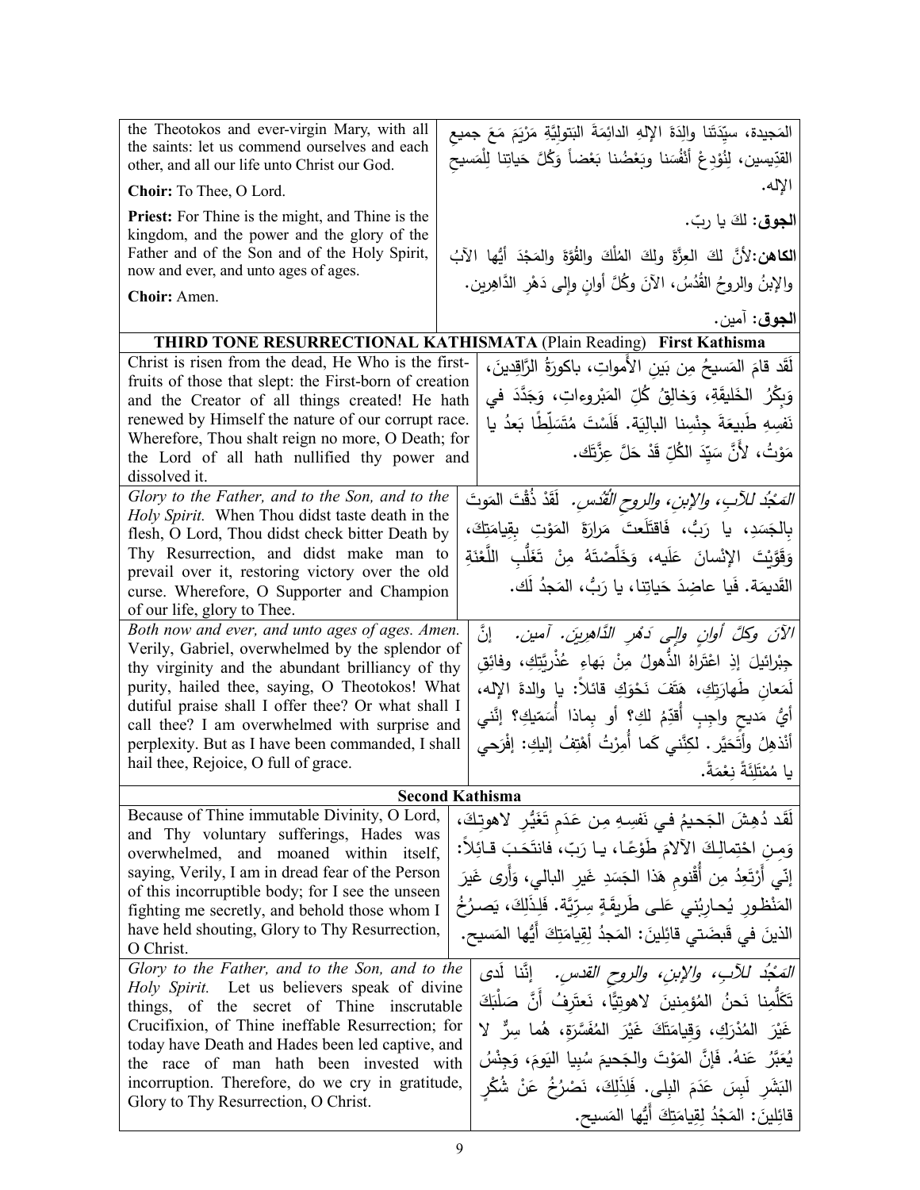| | |
|---|---|
| the Theotokos and ever-virgin Mary, with all the saints: let us commend ourselves and each other, and all our life unto Christ our God.<br>**Choir:** To Thee, O Lord.<br>**Priest:** For Thine is the might, and Thine is the kingdom, and the power and the glory of the Father and of the Son and of the Holy Spirit, now and ever, and unto ages of ages.<br>**Choir:** Amen. | المَجيدة، سيِّدَتَنا والِدَةَ الإلهِ الدائِمَةَ البَتوليَّةِ مَرْيَمَ مَعَ جميعِ القدّيسين، لِنُوْدِعْ أنْفُسَنا وبَعْضُنا بَعْضاً وَكُلَّ حَياتِنا لِلْمَسيحِ الإله.<br>**الجوق:** لكَ يا ربّ.<br>**الكاهن:** لأنَّ لكَ العِزَّةَ ولكَ المُلْكَ والقُوَّةَ والمَجْدَ أيُّها الآبُ والإبنُ والروحُ القُدُسُ، الآنَ وكُلَّ أوانٍ وإلى دَهْرِ الدّاهِرين.<br>**الجوق:** آمين. |

**THIRD TONE RESURRECTIONAL KATHISMATA** (Plain Reading) **First Kathisma**

| | |
|---|---|
| Christ is risen from the dead, He Who is the first-fruits of those that slept: the First-born of creation and the Creator of all things created! He hath renewed by Himself the nature of our corrupt race. Wherefore, Thou shalt reign no more, O Death; for the Lord of all hath nullified thy power and dissolved it. | لَقَد قامَ المَسيحُ مِن بَينِ الأَمواتِ، باكورةُ الرَّاقِدينَ، وَبِكْرُ الخَليقَةِ، وَخالِقُ كُلِّ المَبْروءاتِ، وَجَدَّدَ في نَفسِهِ طَبيعَةَ جِنْسِنا البالِيَة. فَلَسْتَ مُتَسَلِّطًا بَعدُ يا مَوْتُ، لأَنَّ سَيِّدَ الكُلِّ قَدْ حَلَّ عِزَّتَك. |
| *Glory to the Father, and to the Son, and to the Holy Spirit.* When Thou didst taste death in the flesh, O Lord, Thou didst check bitter Death by Thy Resurrection, and didst make man to prevail over it, restoring victory over the old curse. Wherefore, O Supporter and Champion of our life, glory to Thee. | *المَجْدُ للآبِ، والإبنِ، والروحِ القُدُس.* لَقَدْ ذُقْتَ المَوتَ بِالجَسَدِ، يا رَبُّ، فَاقتَلَعتَ مَرارَةَ المَوْتِ بِقيامَتِكَ، وَقَوَّيْتَ الإنْسانَ عَلَيه، وَخَلَّصْتَهُ مِنْ تَغَلُّبِ اللَّعْنَةِ القَديمَة. فَيا عاضِدَ حَياتِنا، يا رَبُّ، المَجدُ لَك. |
| *Both now and ever, and unto ages of ages. Amen.* Verily, Gabriel, overwhelmed by the splendor of thy virginity and the abundant brilliancy of thy purity, hailed thee, saying, O Theotokos! What dutiful praise shall I offer thee? Or what shall I call thee? I am overwhelmed with surprise and perplexity. But as I have been commanded, I shall hail thee, Rejoice, O full of grace. | *الآنَ وكلَّ أوانٍ وإلى دَهْرِ الدَّاهِرينَ. آمين.* إنَّ جِبْرائيلَ إذِ اعْتَراهُ الذُّهولُ مِنْ بَهاءِ عُذْرِيَّتِكِ، وفائِقِ لَمَعانِ طَهارَتِكِ، هَتَفَ نَحْوَكِ قائلاً: يا والدةَ الإلهِ، أيُّ مَديحٍ واجِبٍ أُقَدِّمُ لكِ؟ أو بِماذا أُسَمّيكِ؟ إنَّني أَنْذهِلُ وأَتَحَيَّر. لِكِنَّني كَما أُمِرْتُ أَهْتِفُ إليكِ: إفْرَحي يا مُمْتَلِئَةً نِعْمَةً. |

**Second Kathisma**

| | |
|---|---|
| Because of Thine immutable Divinity, O Lord, and Thy voluntary sufferings, Hades was overwhelmed, and moaned within itself, saying, Verily, I am in dread fear of the Person of this incorruptible body; for I see the unseen fighting me secretly, and behold those whom I have held shouting, Glory to Thy Resurrection, O Christ. | لَقَد دُهِشَ الجَحيمُ في نَفسِهِ مِن عَدَمِ تَغَيُّرِ لاهوتِكَ، وَمِن احْتِمالِكَ الآلامَ طَوْعًا، يا رَبّ، فانتَحَبَ قائِلاً: إنّي أَرْتَعِدُ مِن أُقْنومِ هَذا الجَسَدِ غيرِ البالي، وَأَرى غَيرَ المَنْظورِ يُحارِبُني عَلى طَريقَةٍ سِرِّيَّة. فَلِذَلِكَ، يَصرُخُ الذينَ في قَبضَتي قائِلينَ: المَجدُ لِقِيامَتِكَ أَيُّها المَسيح. |
| *Glory to the Father, and to the Son, and to the Holy Spirit.* Let us believers speak of divine things, of the secret of Thine inscrutable Crucifixion, of Thine ineffable Resurrection; for today have Death and Hades been led captive, and the race of man hath been invested with incorruption. Therefore, do we cry in gratitude, Glory to Thy Resurrection, O Christ. | *المَجْدُ للآبِ، والإبنِ، والروحِ القدسِ.* إنَّنا لَدى تَكَلُّمِنا نَحنُ المُؤمِنينَ لاهوتيًّا، نَعتَرِفُ أَنَّ صَلْبَكَ غَيْرَ المُدْرَكِ، وَقِيامَتَكَ غَيْرَ المُفَسَّرَةِ، هُما سِرٌّ لا يُعَبَّرُ عَنهُ. فَإنَّ المَوْتَ والجَحيمَ سُبِيا اليَومَ، وَجِنْسُ البَشَرِ لَبِسَ عَدَمَ البِلى. فَلِذَلِكَ، نَصْرُخُ عَنْ شُكْرٍ قائِلينَ: المَجْدُ لِقِيامَتِكَ أَيُّها المَسيح. |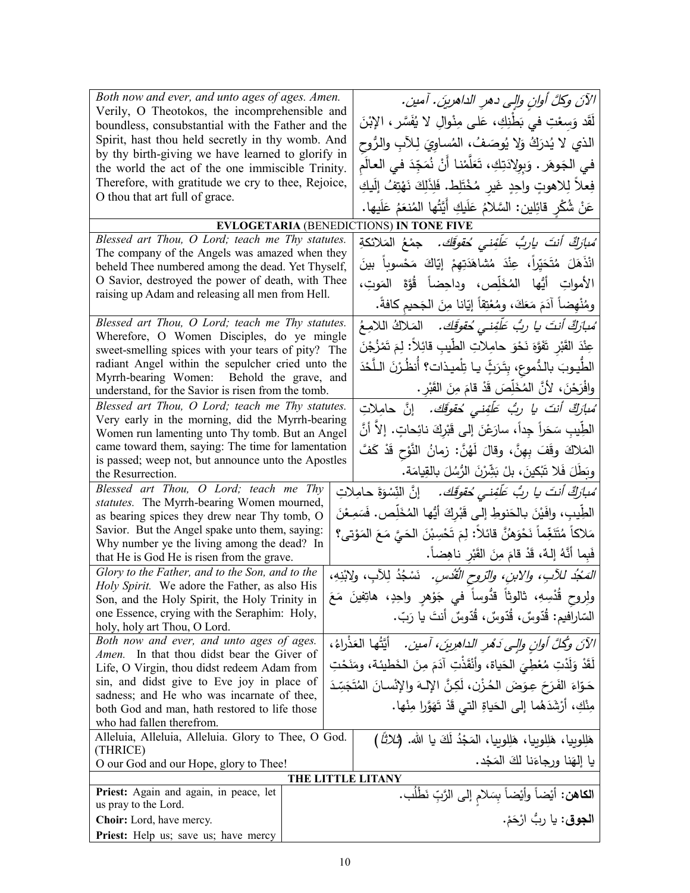| | |
|---|---|
| *Both now and ever, and unto ages of ages. Amen.* Verily, O Theotokos, the incomprehensible and boundless, consubstantial with the Father and the Spirit, hast thou held secretly in thy womb. And by thy birth-giving we have learned to glorify in the world the act of the one immiscible Trinity. Therefore, with gratitude we cry to thee, Rejoice, O thou that art full of grace. | *الآنَ وكلَّ أوانٍ وإلى دهرِ الداهرينَ. آمين.* لَقَد وَسِعْتِ في بَطْنِكِ، عَلى مِنْوالٍ لا يُفَسَّر، الإبْنَ الذي لا يُدرَكُ وَلا يُوصَفُ، المُساوِيَ لِلآبِ والرُّوحِ في الجَوهَر. وَبِوِلادَتِكِ، تَعَلَّمْنا أَنْ نُمَجِّدَ في العالَمِ فِعلاً لِلاهوتٍ واحِدٍ غَيرِ مُخْتَلِط. فَلِذَلِكَ نَهْتِفُ إلَيكِ عَنْ شُكْرٍ قائِلين: السَّلامُ عَلَيكِ أَيَّتُها المُنعَمُ عَلَيها. |

**EVLOGETARIA** (BENEDICTIONS) **IN TONE FIVE**

| | |
|---|---|
| *Blessed art Thou, O Lord; teach me Thy statutes.* The company of the Angels was amazed when they beheld Thee numbered among the dead. Yet Thyself, O Savior, destroyed the power of death, with Thee raising up Adam and releasing all men from Hell. | *مُبارَكٌ أنتَ ياربُّ عَلِّمْني حُقوقَك.* جمْعُ المَلائكةِ انْذَهَلَ مُتَحَيِّراً، عِنْدَ مُشاهَدَتِهِمْ إيّاكَ مَحْسوباً بينَ الأمواتِ أيُّها المُخَلِّص، وداحِضاً قُوَّةَ المَوتِ، ومُنْهِضاً آدَمَ مَعَكَ، ومُعْتِقاً إيّانا مِنَ الجَحيمِ كافةً. |
| *Blessed art Thou, O Lord; teach me Thy statutes.* Wherefore, O Women Disciples, do ye mingle sweet-smelling spices with your tears of pity? The radiant Angel within the sepulcher cried unto the Myrrh-bearing Women: Behold the grave, and understand, for the Savior is risen from the tomb. | *مُبارَكٌ أنتَ يا ربُّ عَلِّمْني حُقوقَك.* المَلاكُ اللامِعُ عِنْدَ القَبْرِ تَفَوَّهَ نَحْوَ حامِلاتِ الطِّيبِ قائِلاً: لِمَ تَمْزُجْنَ الطِّيوبَ بالدُّموعِ، بِتَرَثٍّ يا تِلْميذات؟ أُنظُرْنَ اللَّحْدَ وافْرَحْنَ، لأنَّ المُخَلِّصَ قَدْ قامَ مِنَ القَبْر. |
| *Blessed art Thou, O Lord; teach me Thy statutes.* Very early in the morning, did the Myrrh-bearing Women run lamenting unto Thy tomb. But an Angel came toward them, saying: The time for lamentation is passed; weep not, but announce unto the Apostles the Resurrection. | *مُبارَكٌ أنتَ يا ربُّ عَلِّمْني حُقوقَك.* إنَّ حامِلاتِ الطِّيبِ سَحَراً جِداً، سارَعْنَ إلى قَبْرِكَ نائِحاتٍ. إلاَّ أنَّ المَلاكَ وقَفَ بِهِنَّ، وقالَ لَهُنَّ: زمانُ النَّوْحِ قَدْ كَفَّ وبَطَلَ فَلا تَبْكينَ، بلْ بَشِّرْنَ الرُّسُلَ بالقِيامَة. |
| *Blessed art Thou, O Lord; teach me Thy statutes.* The Myrrh-bearing Women mourned, as bearing spices they drew near Thy tomb, O Savior. But the Angel spake unto them, saying: Why number ye the living among the dead? In that He is God He is risen from the grave. | *مُبارَكٌ أنتَ يا ربُّ عَلِّمْني حُقوقَك.* إنَّ النِّسْوَةَ حامِلاتِ الطِّيبِ، وافَيْنَ بالحَنوطِ إلى قَبْرِكَ أيُّها المُخَلِّص. فَسَمِعْنَ مَلاكاً مُتَنَغِّماً نَحْوَهُنَّ قائلاً: لِمَ تَحْسِبْنَ الحَيَّ مَعَ المَوْتى؟ فَبِما أنَّهُ إلهٌ، قَدْ قامَ مِنَ القَبْرِ ناهِضاً. |
| *Glory to the Father, and to the Son, and to the Holy Spirit.* We adore the Father, as also His Son, and the Holy Spirit, the Holy Trinity in one Essence, crying with the Seraphim: Holy, holy, holy art Thou, O Lord. | *المَجْدُ للآبِ، والابنِ، والرّوحِ القُدُس.* نَسْجُدُ لِلآبِ، ولابْنِهِ، ولِروحِ قُدْسِهِ، ثالوثاً قدُّوساً في جَوْهرٍ واحِدٍ، هاتِفينَ مَعَ السّارافيم: قُدّوسٌ، قُدّوسٌ، قُدّوسٌ أنتَ يا رَبّ. |
| *Both now and ever, and unto ages of ages. Amen.* In that thou didst bear the Giver of Life, O Virgin, thou didst redeem Adam from sin, and didst give to Eve joy in place of sadness; and He who was incarnate of thee, both God and man, hath restored to life those who had fallen therefrom. | *الآنَ وكُلَّ أوانٍ وإلى دَهْرِ الداهِرينَ، آمين.* أيَّتُها العَذْراءُ، لَقَدْ وَلَدْتِ مُعْطِيَ الحَياة، وأنْقَذْتِ آدَمَ مِنَ الخَطيئة، ومَنَحْتِ حَوّاءَ الفَرَحَ عِوَضَ الحُزْن، لَكِنَّ الإلهَ والإنسانَ المُتَجَسِّدَ مِنْكِ، أرْشَدَهُما إلى الحَياةِ التي قَدْ تَهَوَّرا مِنْها. |
| Alleluia, Alleluia, Alleluia. Glory to Thee, O God. (THRICE) O our God and our Hope, glory to Thee! | هَلِلوييا، هَلِلوييا، هَلِلوييا، المَجْدُ لَكَ يا الله. (ثلاثاً) يا إلهَنا ورجاءَنا لكَ المَجْد. |

**THE LITTLE LITANY**

| | |
|---|---|
| **Priest:** Again and again, in peace, let us pray to the Lord. | **الكاهن:** أيْضاً وأيْضاً بِسَلامٍ إلى الرَّبِّ نَطْلُب. |
| **Choir:** Lord, have mercy. | **الجوق:** يا ربُّ ارْحَمْ. |
| **Priest:** Help us; save us; have mercy | |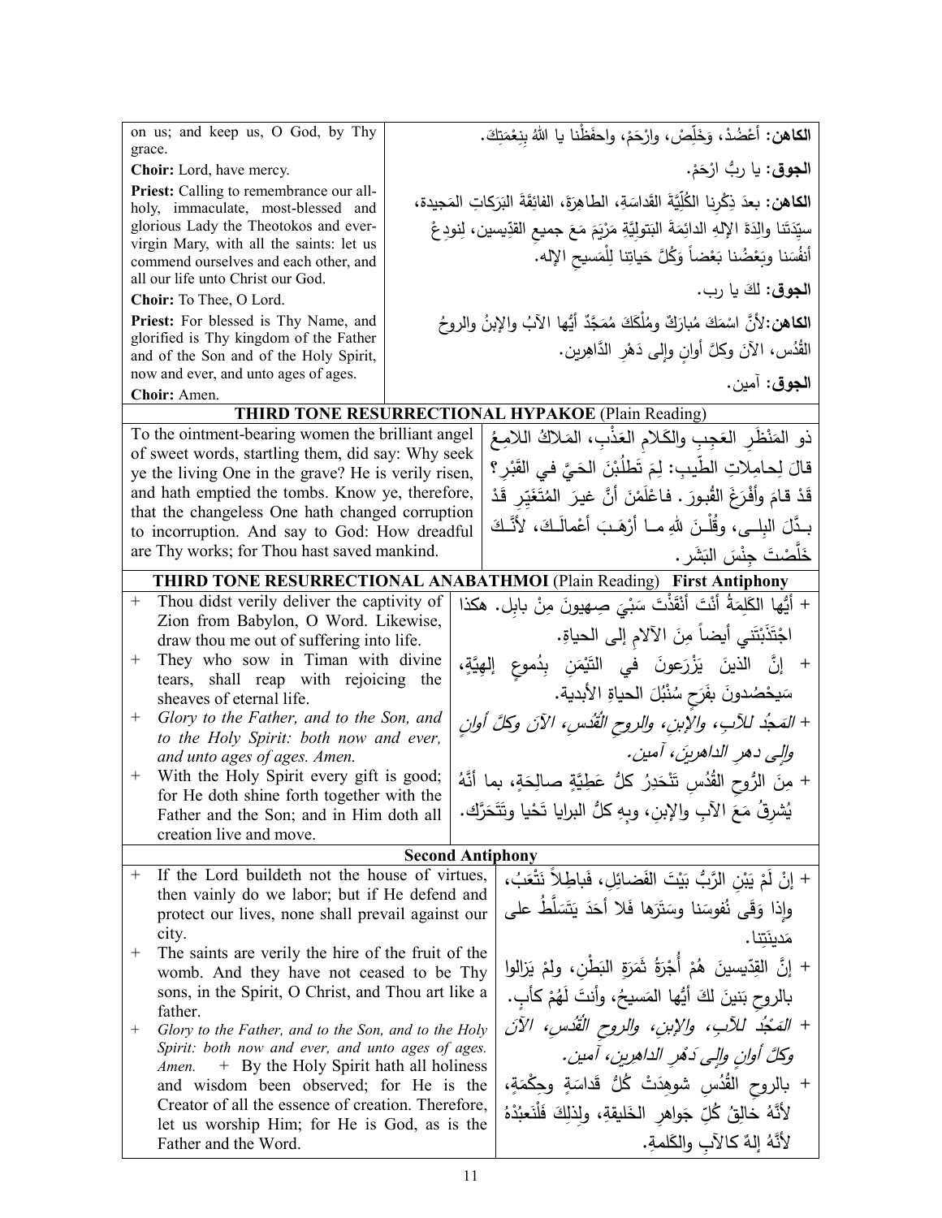| | |
|---|---|
| on us; and keep us, O God, by Thy grace. | **الكاهن:** أَعْضُدْ، وَخَلِّصْ، وارْحَمْ، واحفَظْنا يا اللهُ بِنِعْمَتِكَ. |
| **Choir:** Lord, have mercy. | **الجوق:** يا ربُّ ارْحَمْ. |
| **Priest:** Calling to remembrance our all-holy, immaculate, most-blessed and glorious Lady the Theotokos and ever-virgin Mary, with all the saints: let us commend ourselves and each other, and all our life unto Christ our God. | **الكاهن:** بعدَ ذِكْرِنا الكُلِّيَّةَ القَداسَةِ، الطاهِرَةَ، الفائِقَةَ البَرَكاتِ المَجيدة، سيِّدَتَنا والِدَةَ الإلهِ الدائِمَةَ البَتولِيَّةِ مَرْيَمَ مَعَ جميعِ القدّيسين، لِنودِعْ أنفُسَنا وبَعْضُنا بَعْضاً وَكُلَّ حَياتِنا لِلْمَسيحِ الإله. |
| **Choir:** To Thee, O Lord. | **الجوق:** لكَ يا رب. |
| **Priest:** For blessed is Thy Name, and glorified is Thy kingdom of the Father and of the Son and of the Holy Spirit, now and ever, and unto ages of ages. | **الكاهن:** لأنَّ اسْمَكَ مُبارَكٌ ومُلْكَكَ مُمَجَّدٌ أيُّها الآبُ والإبنُ والروحُ القُدُس، الآنَ وكلَّ أوانٍ وإلى دَهْرِ الدّاهِرين. |
| **Choir:** Amen. | **الجوق:** آمين. |

## THIRD TONE RESURRECTIONAL HYPAKOE (Plain Reading)

| | |
|---|---|
| To the ointment-bearing women the brilliant angel of sweet words, startling them, did say: Why seek ye the living One in the grave? He is verily risen, and hath emptied the tombs. Know ye, therefore, that the changeless One hath changed corruption to incorruption. And say to God: How dreadful are Thy works; for Thou hast saved mankind. | ذو المَنْظَرِ العَجيبِ والكَلامِ العَذْبِ، المَلاكُ اللامِعُ قالَ لِحامِلاتِ الطِّيبِ: لِمَ تَطلُبْنَ الحَيَّ في القَبْرِ؟ قَدْ قامَ وأَفْرَغَ القُبورَ. فاعْلَمْنَ أنَّ غيرَ المُتَغَيِّرِ قَدْ بـدَّلَ البِلـى، وقُلْـنَ للهِ مـا أرْهَـبَ أعْمالَـكَ، لأنَّـكَ خَلَّصْتَ جِنْسَ البَشَر. |

## THIRD TONE RESURRECTIONAL ANABATHMOI (Plain Reading) First Antiphony

| | |
|---|---|
| + Thou didst verily deliver the captivity of Zion from Babylon, O Word. Likewise, draw thou me out of suffering into life. | + أيُّها الكَلِمَةُ أنْتَ أنْقَذْتَ سَبْيَ صِهيونَ مِنْ بابِل. هكذا اجْتَذِبْني أيضاً مِنَ الآلامِ إلى الحياةِ. |
| + They who sow in Timan with divine tears, shall reap with rejoicing the sheaves of eternal life. | + إنَّ الذينَ يَزْرَعونَ في التَّيْمَنِ بِدُموعٍ إلهِيَّةٍ، سَيحْصُدونَ بفَرَحٍ سُنْبُلَ الحياةِ الأبدية. |
| + *Glory to the Father, and to the Son, and to the Holy Spirit: both now and ever, and unto ages of ages. Amen.* | + *المَجدُ للآبِ، والإبنِ، والروحِ القُدُسِ، الآنَ وكلَّ أوانٍ وإلى دهرِ الداهرينَ، آمين.* |
| + With the Holy Spirit every gift is good; for He doth shine forth together with the Father and the Son; and in Him doth all creation live and move. | + مِنَ الرُّوحِ القُدُسِ تَنْحَدِرُ كلُّ عَطِيَّةٍ صالِحَةٍ، بما أنَّهُ يُشرِقُ مَعَ الآبِ والإبنِ، وبهِ كلُّ البرايا تَحْيا وتَتَحَرَّك. |

## Second Antiphony

| | |
|---|---|
| + If the Lord buildeth not the house of virtues, then vainly do we labor; but if He defend and protect our lives, none shall prevail against our city. | + إنْ لَمْ يَبْنِ الرَّبُّ بَيْتَ الفَضائِلِ، فَباطِلاً نَتْعَبُ، وإذا وَقى نُفوسَنا وسَتَرَها فَلا أحَدَ يَتَسَلَّطُ على مَدينَتِنا. |
| + The saints are verily the hire of the fruit of the womb. And they have not ceased to be Thy sons, in the Spirit, O Christ, and Thou art like a father. | + إنَّ القِدّيسينَ هُمْ أُجْرَةُ ثَمَرَةِ البَطْنِ، ولمْ يَزالوا بالروحِ بَنينَ لكَ أيُّها المَسيحُ، وأنتَ لَهُمْ كأبٍ. |
| + *Glory to the Father, and to the Son, and to the Holy Spirit: both now and ever, and unto ages of ages. Amen.* + By the Holy Spirit hath all holiness and wisdom been observed; for He is the Creator of all the essence of creation. Therefore, let us worship Him; for He is God, as is the Father and the Word. | + *المَجْدُ للآبِ، والإبنِ، والروحِ القُدُسِ، الآنَ وكلَّ أوانٍ وإلى دَهْرِ الداهِرين، آمين.* + بالروحِ القُدُسِ شوهِدَتْ كُلُّ قَداسَةٍ وحِكْمَةٍ، لأنَّهُ خالِقُ كُلِّ جَواهِرِ الخَليقةِ، ولِذلِكَ فَلْنَعبُدْهُ لأنَّهُ إلهٌ كالآبِ والكَلمةِ. |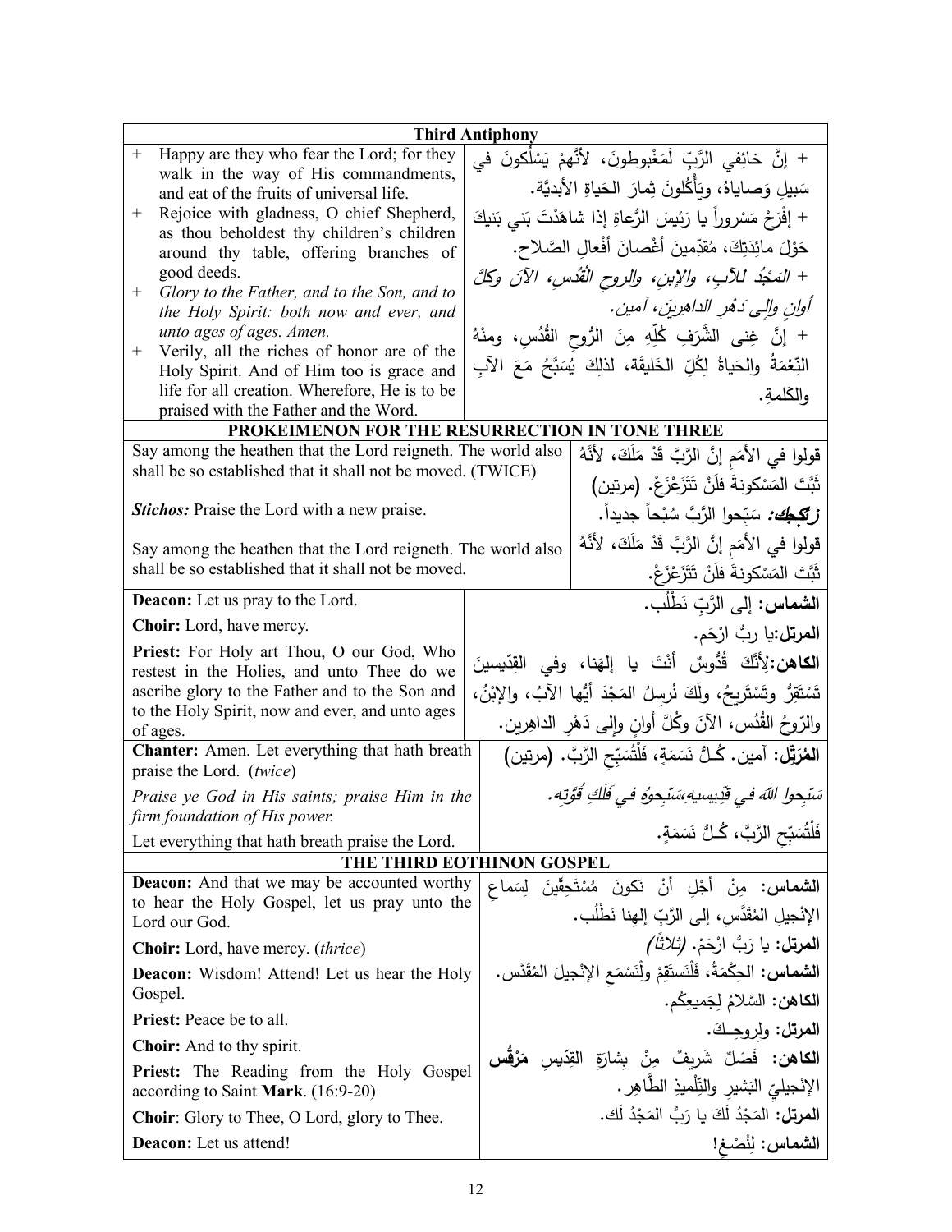| Third Antiphony | |
|---|---|
| + Happy are they who fear the Lord; for they walk in the way of His commandments, and eat of the fruits of universal life. | + إنَّ خائِفِي الرَّبِّ لَمَغْبوطونَ، لأنَّهمْ يَسْلُكونَ في سَبيلِ وَصاياهُ، ويَأْكُلونَ ثِمارَ الحَياةِ الأبديَّة. |
| + Rejoice with gladness, O chief Shepherd, as thou beholdest thy children's children around thy table, offering branches of good deeds. | + إفْرَحْ مَسْروراً يا رَئيسَ الرُّعاةِ إذا شاهَدْتَ بَني بَنيكَ حَوْلَ مائِدَتِكَ، مُقدِّمينَ أغْصانَ أفْعالِ الصَّلاح. |
| + *Glory to the Father, and to the Son, and to the Holy Spirit: both now and ever, and unto ages of ages. Amen.* | + *المَجْدُ للآبِ، والإبنِ، والروحِ القُدُسِ، الآنَ وكلَّ أوانٍ وإلى دَهْرِ الداهِرينَ، آمين.* |
| + Verily, all the riches of honor are of the Holy Spirit. And of Him too is grace and life for all creation. Wherefore, He is to be praised with the Father and the Word. | + إنَّ غِنى الشَّرَفِ كُلِّهِ مِنَ الرُّوحِ القُدُسِ، ومِنْهُ النِّعْمَةُ والحَياةُ لِكُلِّ الخَليقَة، لذلِكَ يُسَبَّحُ مَعَ الآبِ والكَلمةِ. |

## PROKEIMENON FOR THE RESURRECTION IN TONE THREE

| | |
|---|---|
| Say among the heathen that the Lord reigneth. The world also shall be so established that it shall not be moved. (TWICE) | قولوا في الأمَمِ إنَّ الرَّبَّ قَدْ مَلَكَ، لأنَّهُ ثَبَّتَ المَسْكونةَ فَلَنْ تَتَزَعْزَعْ. (مرتين) |
| ***Stichos:*** Praise the Lord with a new praise. | ***زتيكون:*** سَبِّحوا الرَّبَّ سُبْحاً جديداً. |
| Say among the heathen that the Lord reigneth. The world also shall be so established that it shall not be moved. | قولوا في الأمَمِ إنَّ الرَّبَّ قَدْ مَلَكَ، لأنَّهُ ثَبَّتَ المَسْكونةَ فَلَنْ تَتَزَعْزَعْ. |

| | |
|---|---|
| **Deacon:** Let us pray to the Lord. | **الشماس:** إلى الرَّبِّ نَطْلُب. |
| **Choir:** Lord, have mercy. | **المرتل:** يا ربُّ ارْحَم. |
| **Priest:** For Holy art Thou, O our God, Who restest in the Holies, and unto Thee do we ascribe glory to the Father and to the Son and to the Holy Spirit, now and ever, and unto ages of ages. | **الكاهن:** لِأنَّكَ قُدُّوسٌ أنْتَ يا إلهَنا، وفي القدّيسينَ تَسْتَقِرُّ وتَسْتَريحُ، ولَكَ نُرسِلُ المَجْدَ أيُّها الآبُ، والإبْنُ، والرّوحُ القُدُس، الآنَ وكُلَّ أوانٍ وإلى دَهْرِ الداهِرين. |
| **Chanter:** Amen. Let everything that hath breath praise the Lord. (*twice*) | **المُرَتِّل:** آمين. كُـلُّ نَسَمَةٍ، فَلْتُسَبِّحِ الرَّبَّ. (مرتين) |
| *Praise ye God in His saints; praise Him in the firm foundation of His power.* | *سَبِّحوا اللهَ في قدِّيسيهِ،سَبِّحوهُ في فَلَكِ قُوَّتِه.* |
| Let everything that hath breath praise the Lord. | فَلْتُسَبِّحِ الرَّبَّ، كُـلُّ نَسَمَةٍ. |

## THE THIRD EOTHINON GOSPEL

| | |
|---|---|
| **Deacon:** And that we may be accounted worthy to hear the Holy Gospel, let us pray unto the Lord our God. | **الشماس:** مِنْ أجْلِ أنْ نَكونَ مُسْتَحِقّينَ لِسَماعِ الإنْجيلِ المُقَدَّسِ، إلى الرَّبِّ إلهِنا نَطْلُب. |
| **Choir:** Lord, have mercy. (*thrice*) | **المرتل:** يا رَبُّ ارْحَمْ. *(ثلاثاً)* |
| **Deacon:** Wisdom! Attend! Let us hear the Holy Gospel. | **الشماس:** الحِكْمَةُ، فَلْنَستَقِمْ ولْنَسْمَعِ الإنْجيلَ المُقَدَّس. |
| **Priest:** Peace be to all. | **الكاهن:** السَّلامُ لِجَميعِكُم. |
| **Choir:** And to thy spirit. | **المرتل:** ولِروحِـكَ. |
| **Priest:** The Reading from the Holy Gospel according to Saint **Mark**. (16:9-20) | **الكاهن:** فَصْلٌ شَريفٌ مِنْ بِشارَةِ القِدّيسِ **مَرْقُس** الإنْجيليِّ البَشيرِ والتِّلْميذِ الطَّاهِر. |
| **Choir**: Glory to Thee, O Lord, glory to Thee. | **المرتل:** المَجْدُ لَكَ يا رَبُّ المَجْدُ لَك. |
| **Deacon:** Let us attend! | **الشماس:** لِنُصْغِ! |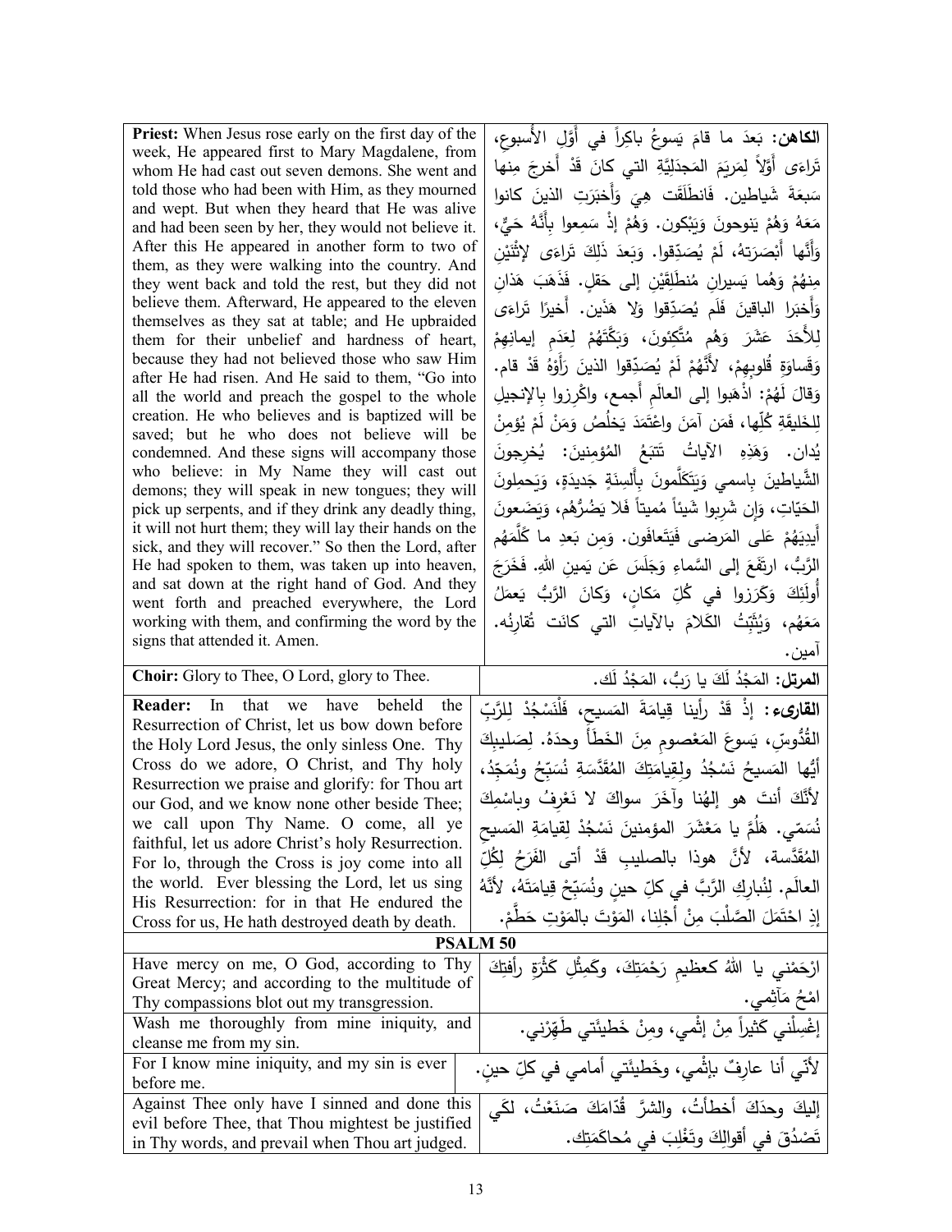| | |
|---|---|
| **Priest:** When Jesus rose early on the first day of the week, He appeared first to Mary Magdalene, from whom He had cast out seven demons. She went and told those who had been with Him, as they mourned and wept. But when they heard that He was alive and had been seen by her, they would not believe it. After this He appeared in another form to two of them, as they were walking into the country. And they went back and told the rest, but they did not believe them. Afterward, He appeared to the eleven themselves as they sat at table; and He upbraided them for their unbelief and hardness of heart, because they had not believed those who saw Him after He had risen. And He said to them, "Go into all the world and preach the gospel to the whole creation. He who believes and is baptized will be saved; but he who does not believe will be condemned. And these signs will accompany those who believe: in My Name they will cast out demons; they will speak in new tongues; they will pick up serpents, and if they drink any deadly thing, it will not hurt them; they will lay their hands on the sick, and they will recover." So then the Lord, after He had spoken to them, was taken up into heaven, and sat down at the right hand of God. And they went forth and preached everywhere, the Lord working with them, and confirming the word by the signs that attended it. Amen. | **الكاهن:** بَعدَ ما قامَ يَسوعُ باكِراً في أَوَّلِ الأُسبوعِ، تَراءَى أَوَّلاً لِمَريَمَ المَجدَلِيَّةِ التي كانَ قَدْ أَخرجَ مِنها سَبعَةَ شَياطين. فَانطَلَقَت هِيَ وَأَخبَرَتِ الذينَ كانوا مَعَهُ وَهُمْ يَنوحونَ وَيَبْكون. وَهُمْ إذْ سَمِعوا بِأَنَّهُ حَيٌّ، وَأَنَّها أَبْصَرَتهُ، لَمْ يُصَدِّقوا. وَبَعدَ ذَلِكَ تَراءَى لإِثْنَيْنِ مِنهُمْ وَهُما يَسيرانِ مُنطَلِقَيْنِ إلى حَقلٍ. فَذَهَبَ هَذانِ وَأَخبَرا الباقينَ فَلَم يُصَدِّقوا وَلا هَذَين. أَخيرًا تَراءَى لِلأَحَدَ عَشَرَ وَهُم مُتَّكِئونَ، وَبَكَّتَهُمْ لِعَدَمِ إيمانِهِمْ وَقَساوَةِ قُلوبِهِمْ، لأَنَّهُمْ لَمْ يُصَدِّقوا الذينَ رَأَوْهُ قَدْ قام. وَقالَ لَهُمْ: اذْهَبوا إلى العالَمِ أَجمع، واكْرِزوا بالإنجيلِ لِلخَليقَةِ كُلِّها، فَمَن آمَنَ واعْتَمَدَ يَخلُصُ وَمَنْ لَمْ يُؤمِنْ يُدان. وَهَذِهِ الآياتُ تَتبَعُ المُؤمِنينَ: يُخرِجونَ الشَّياطينَ بِاسمي وَيَتَكَلَّمونَ بِأَلسِنَةٍ جَديدَةٍ، وَيَحمِلونَ الحَيّاتِ، وَإن شَرِبوا شَيئاً مُميتاً فَلا يَضُرُّهُم، وَيَضَعونَ أَيدِيَهُمْ عَلى المَرضى فَيَتَعافَون. وَمِن بَعدِ ما كَلَّمَهُم الرَّبُّ، ارتَفَعَ إلى السَّماءِ وَجَلَسَ عَن يَمينِ الله. فَخَرَجَ أُولَئِكَ وَكَرَزوا في كُلِّ مَكانٍ، وَكانَ الرَّبُّ يَعمَلُ مَعَهُم، وَيُثَبِّتُ الكَلامَ بالآياتِ التي كانَت تُقارِنُه. آمين. |
| **Choir:** Glory to Thee, O Lord, glory to Thee. | **المرتل:** المَجْدُ لَكَ يا رَبُّ، المَجْدُ لَك. |
| **Reader:** In that we have beheld the Resurrection of Christ, let us bow down before the Holy Lord Jesus, the only sinless One. Thy Cross do we adore, O Christ, and Thy holy Resurrection we praise and glorify: for Thou art our God, and we know none other beside Thee; we call upon Thy Name. O come, all ye faithful, let us adore Christ's holy Resurrection. For lo, through the Cross is joy come into all the world. Ever blessing the Lord, let us sing His Resurrection: for in that He endured the Cross for us, He hath destroyed death by death. | **القارىء:** إذْ قَدْ رأينا قِيامَةَ المَسيحِ، فَلْنَسْجُدْ لِلرَّبِّ القُدُّوسِ، يَسوعَ المَعْصومِ مِنَ الخَطَأ وحدَهُ. لِصَليبِكَ أيُّها المَسيحُ نَسْجُدُ ولِقِيامَتِكَ المُقَدَّسَةِ نُسَبِّحُ ونُمَجِّدُ، لأنَّكَ أنتَ هو إلهُنا وآخَرَ سواكَ لا نَعْرِفُ وباسْمِكَ نُسَمّي. هَلُمَّ يا مَعْشَرَ المؤمنينَ نَسْجُدْ لِقيامَةِ المَسيحِ المُقَدَّسة، لأنَّ هوذا بالصليبِ قَدْ أتى الفَرَحُ لِكُلِّ العالَم. لِنُبارِكِ الرَّبَّ في كلِّ حينٍ ونُسَبِّحْ قِيامَتَهُ، لأنَّهُ إذِ احْتَمَلَ الصَّلْبَ مِنْ أجْلِنا، المَوْتَ بالمَوْتِ حَطَّمْ. |

## PSALM 50

| | |
|---|---|
| Have mercy on me, O God, according to Thy Great Mercy; and according to the multitude of Thy compassions blot out my transgression. | ارْحَمْني يا اللهُ كعظيمِ رَحْمَتِكَ، وكَمِثْلِ كَثْرَةِ رأفتِكَ امْحُ مَآثِمي. |
| Wash me thoroughly from mine iniquity, and cleanse me from my sin. | إغْسِلْني كَثيراً مِنْ إثْمي، ومِنْ خَطيئَتي طَهِّرْني. |
| For I know mine iniquity, and my sin is ever before me. | لأنّي أنا عارِفٌ بإثْمي، وخَطيئَتي أمامي في كلِّ حينٍ. |
| Against Thee only have I sinned and done this evil before Thee, that Thou mightest be justified in Thy words, and prevail when Thou art judged. | إليكَ وحدَكَ أخطأتُ، والشرَّ قُدّامَكَ صَنَعْتُ، لكَي تَصْدُقَ في أقوالِكَ وتَغْلِبَ في مُحاكَمَتِك. |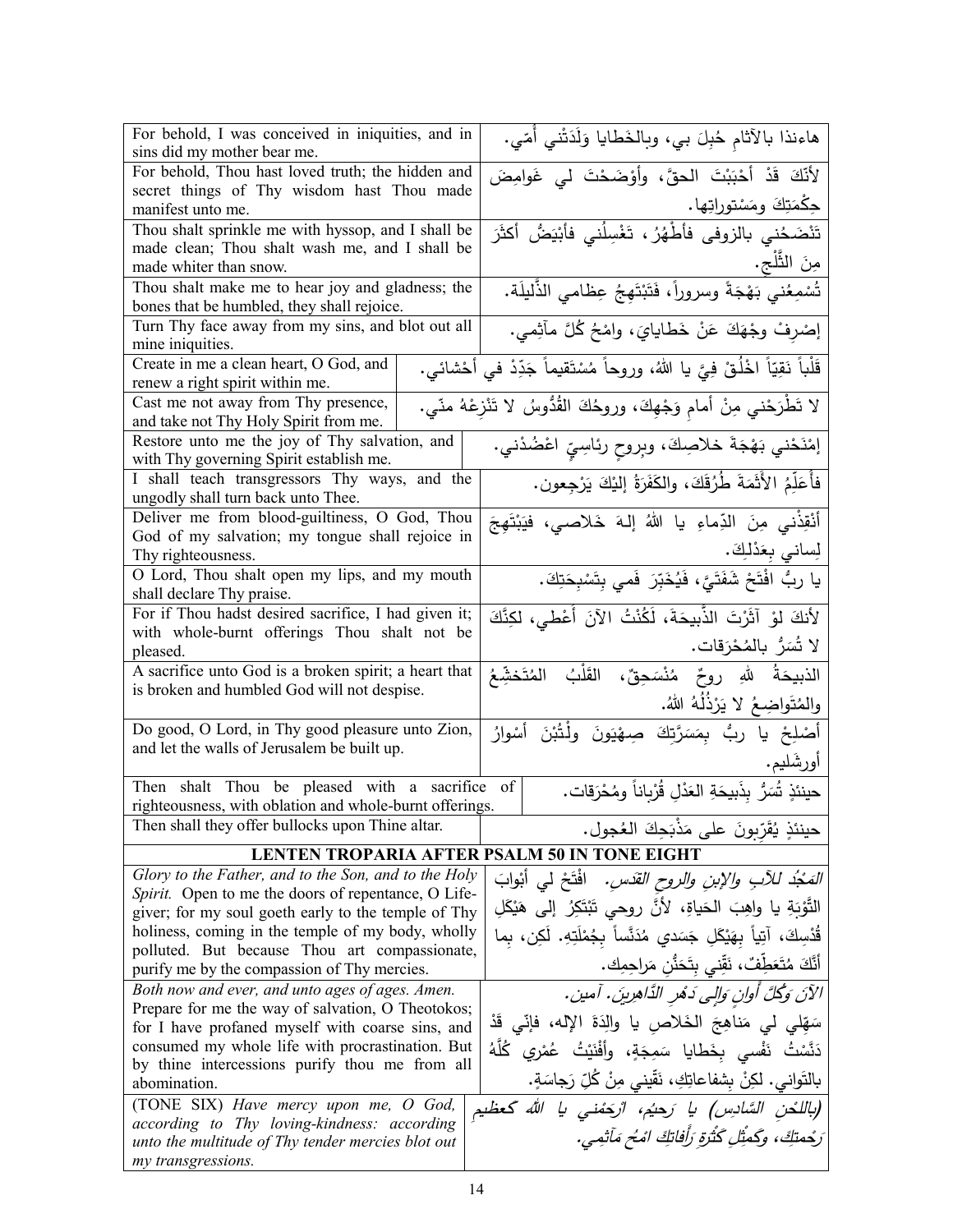| | |
|---|---|
| For behold, I was conceived in iniquities, and in sins did my mother bear me. | هاءنذا بالآثامِ حُبِلَ بي، وبالخَطايا وَلَدَتْني أُمّي. |
| For behold, Thou hast loved truth; the hidden and secret things of Thy wisdom hast Thou made manifest unto me. | لأنّكَ قَدْ أَحْبَبْتَ الحقَّ، وأوْضَحْتَ لي غَوامِضَ حِكْمَتِكَ ومَسْتوراتِها. |
| Thou shalt sprinkle me with hyssop, and I shall be made clean; Thou shalt wash me, and I shall be made whiter than snow. | تَنْضَحُني بالزوفى فأَطْهُرُ، تَغْسِلُني فأَبْيَضُّ أكثَر مِنَ الثَّلْجِ. |
| Thou shalt make me to hear joy and gladness; the bones that be humbled, they shall rejoice. | تُسْمِعُني بَهْجَةً وسروراً، فَتَبْتَهِجُ عِظامي الذَّليلَة. |
| Turn Thy face away from my sins, and blot out all mine iniquities. | إصْرِفْ وجْهَكَ عَنْ خَطايايَ، وامْحُ كُلَّ مآثِمي. |
| Create in me a clean heart, O God, and renew a right spirit within me. | قَلْباً نَقِيّاً اخْلُقْ فِيَّ يا اللهُ، وروحاً مُسْتَقيماً جَدِّدْ في أحْشائي. |
| Cast me not away from Thy presence, and take not Thy Holy Spirit from me. | لا تَطْرَحْني مِنْ أمامِ وَجْهِكَ، وروحُكَ القُدُّوسُ لا تَنْزِعْهُ منّي. |
| Restore unto me the joy of Thy salvation, and with Thy governing Spirit establish me. | إمْنَحْني بَهْجَةَ خلاصِكَ، وبِروحٍ رئاسِيٍّ اعْضُدْني. |
| I shall teach transgressors Thy ways, and the ungodly shall turn back unto Thee. | فأُعَلِّمُ الأَثَمَةَ طُرُقَكَ، والكَفَرَةُ إليْكَ يَرْجِعون. |
| Deliver me from blood-guiltiness, O God, Thou God of my salvation; my tongue shall rejoice in Thy righteousness. | أنْقِذْني مِنَ الدِّماءِ يا اللهُ إلـهَ خَلاصي، فيَبْتَهِجَ لِساني بِعَدْلِكَ. |
| O Lord, Thou shalt open my lips, and my mouth shall declare Thy praise. | يا ربُّ افْتَحْ شَفَتَيَّ، فَيُخَبِّرَ فَمي بِتَسْبِحَتِكَ. |
| For if Thou hadst desired sacrifice, I had given it; with whole-burnt offerings Thou shalt not be pleased. | لأنكَ لوْ آثَرْتَ الذَّبيحَةَ، لَكُنْتُ الآنَ أُعْطي، لكِنَّكَ لا تُسَرُّ بالمُحْرَقات. |
| A sacrifice unto God is a broken spirit; a heart that is broken and humbled God will not despise. | الذبيحَةُ للهِ روحٌ مُنْسَحِقٌ، القَلْبُ المُتَخَشِّعُ والمُتَواضِعُ لا يَرْذُلُهُ اللهُ. |
| Do good, O Lord, in Thy good pleasure unto Zion, and let the walls of Jerusalem be built up. | أَصْلِحْ يا ربُّ بِمَسَرَّتِكَ صِهْيَونَ ولْتُبْنَ أسْوارُ أورشَليم. |
| Then shalt Thou be pleased with a sacrifice of righteousness, with oblation and whole-burnt offerings. | حينئذٍ تُسَرُّ بِذَبيحَةِ العَدْلِ قُرْباناً ومُحْرَقات. |
| Then shall they offer bullocks upon Thine altar. | حينئذٍ يُقَرِّبونَ على مَذْبَحِكَ العُجول. |
| **LENTEN TROPARIA AFTER PSALM 50 IN TONE EIGHT** | |
| *Glory to the Father, and to the Son, and to the Holy Spirit.* Open to me the doors of repentance, O Life-giver; for my soul goeth early to the temple of Thy holiness, coming in the temple of my body, wholly polluted. But because Thou art compassionate, purify me by the compassion of Thy mercies. | *المَجْدُ للآبِ والإبنِ والروحِ القدسِ.* افْتَحْ لي أبْوابَ التَّوبَةِ يا واهِبَ الحَياةِ، لأنَّ روحي تَبْتَكِرُ إلى هَيْكَلِ قُدْسِكَ، آتِياً بِهَيْكَلِ جَسَدي مُدَنَّساً بِجُمْلَتِهِ. لكِن، بِما أنَّكَ مُتَعَطِّفٌ، نَقِّني بِتَحَنُّنِ مَراحِمِك. |
| *Both now and ever, and unto ages of ages. Amen.* Prepare for me the way of salvation, O Theotokos; for I have profaned myself with coarse sins, and consumed my whole life with procrastination. But by thine intercessions purify thou me from all abomination. | *الآنَ وكُلَّ أوانٍ وإلى دَهْرِ الدَّاهِرينَ. آمين.* سَهِّلي لي مَناهِجَ الخَلاصِ يا والِدَةَ الإله، فإنّي قَدْ دَنَّسْتُ نَفْسي بِخَطايا سَمِجَةٍ، وأَفْنَيْتُ عُمْري كُلَّهُ بالتَواني. لكِنْ بِشفاعاتِكِ، نَقِّيني مِنْ كُلِّ رَجاسَةٍ. |
| (TONE SIX) *Have mercy upon me, O God, according to Thy loving-kindness: according unto the multitude of Thy tender mercies blot out my transgressions.* | *(باللحنِ السَّادِس) يا رَحيم، ارْحَمْني يا الله كعظيمِ رَحْمتِكَ، وكَمِثْلِ كَثْرَةِ رَأَفاتِكَ امْحُ مَآثِمي.* |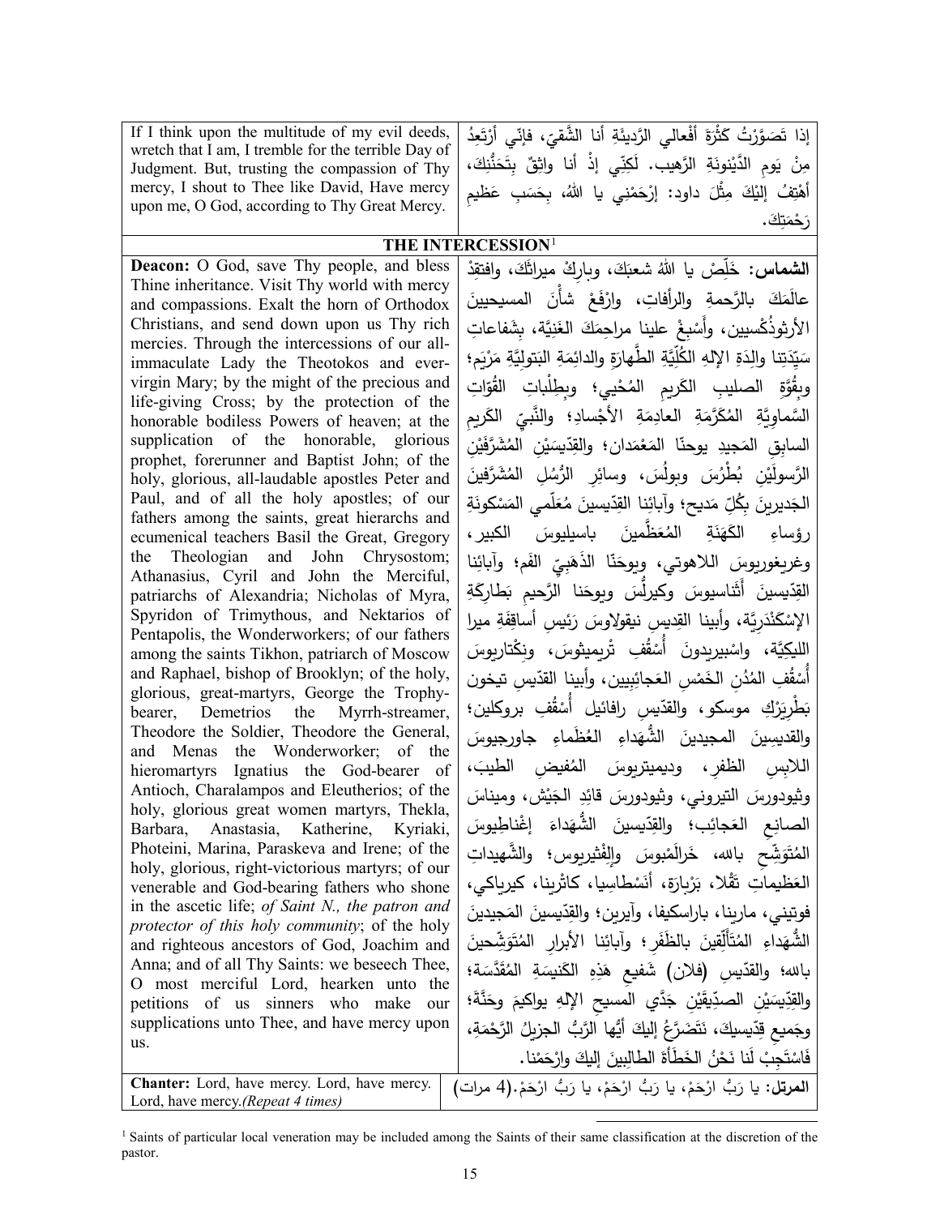| If I think upon the multitude of my evil deeds, wretch that I am, I tremble for the terrible Day of Judgment. But, trusting the compassion of Thy mercy, I shout to Thee like David, Have mercy upon me, O God, according to Thy Great Mercy. | إذا تَصَوَّرْتُ كَثْرَةَ أفْعالي الرَّديئَةِ أنا الشَّقيّ، فإنّي أرْتَعِدُ مِنْ يَومِ الدَّيْنونَةِ الرَّهيب. لَكِنّي إذْ أنا واثِقٌ بِتَحَنُّنِكَ، أهْتِفُ إليْكَ مِثْلَ داود: إرْحَمْني يا الله، بِحَسَبِ عَظيمِ رَحْمَتِكَ. |
|---|---|
| **THE INTERCESSION**[1] | |
| **Deacon:** O God, save Thy people, and bless Thine inheritance. Visit Thy world with mercy and compassions. Exalt the horn of Orthodox Christians, and send down upon us Thy rich mercies. Through the intercessions of our all-immaculate Lady the Theotokos and ever-virgin Mary; by the might of the precious and life-giving Cross; by the protection of the honorable bodiless Powers of heaven; at the supplication of the honorable, glorious prophet, forerunner and Baptist John; of the holy, glorious, all-laudable apostles Peter and Paul, and of all the holy apostles; of our fathers among the saints, great hierarchs and ecumenical teachers Basil the Great, Gregory the Theologian and John Chrysostom; Athanasius, Cyril and John the Merciful, patriarchs of Alexandria; Nicholas of Myra, Spyridon of Trimythous, and Nektarios of Pentapolis, the Wonderworkers; of our fathers among the saints Tikhon, patriarch of Moscow and Raphael, bishop of Brooklyn; of the holy, glorious, great-martyrs, George the Trophy-bearer, Demetrios the Myrrh-streamer, Theodore the Soldier, Theodore the General, and Menas the Wonderworker; of the hieromartyrs Ignatius the God-bearer of Antioch, Charalampos and Eleutherios; of the holy, glorious great women martyrs, Thekla, Barbara, Anastasia, Katherine, Kyriaki, Photeini, Marina, Paraskeva and Irene; of the holy, glorious, right-victorious martyrs; of our venerable and God-bearing fathers who shone in the ascetic life; *of Saint N., the patron and protector of this holy community*; of the holy and righteous ancestors of God, Joachim and Anna; and of all Thy Saints: we beseech Thee, O most merciful Lord, hearken unto the petitions of us sinners who make our supplications unto Thee, and have mercy upon us. | **الشماس:** خَلِّصْ يا اللهُ شعبَكَ، وبارِكْ ميراثَكَ، وافتقِدْ عالَمَكَ بالرَّحمةِ والرأفاتِ، وارْفَعْ شأْنَ المسيحيينَ الأرثوذُكْسِيين، وأَسْبِغْ علينا مراحِمَكَ الغَنِيَّة، بِشَفاعاتِ سَيِّدَتِنا والِدَةِ الإلهِ الكُلِّيَّةِ الطَّهارَةِ والدائِمَةِ البَتوليَّةِ مَرْيَم؛ وبِقُوَّةِ الصليبِ الكَريمِ المُحْيي؛ وبِطِلْباتِ القُوّاتِ السَّماوِيَّةِ المُكَرَّمَةِ العادِمَةِ الأجْسادِ؛ والنَّبِيِّ الكَريمِ السابِقِ المَجيدِ يوحنّا المَعْمَدان؛ والقِدّيسَيْنِ المُشَرَّفَيْنِ الرَّسولَيْنِ بُطْرُسَ وبولُسَ، وسائِرِ الرُّسُلِ المُشَرَّفينَ الجَديرينَ بِكُلِّ مَديح؛ وآبائِنا القِدّيسينَ مُعَلِّمي المَسْكونَةِ رؤساءِ الكَهَنَةِ المُعَظَّمينَ باسيليوسَ الكبير، وغريغوريوسَ اللاهوتي، ويوحَنّا الذَهَبِيِّ الفَم؛ وآبائِنا القِدّيسينَ أَثَناسيوسَ وكيرلُّسَ ويوحَنا الرَّحيمِ بَطارِكَةِ الإسْكَنْدَرِيَّة، وأبينا القِديسِ نيقولاوسَ رَئيسِ أساقِفَةِ ميرا الليكِيَّة، واسْبيريدونَ أُسْقُفِ تْريميثوسَ، ونِكْتاريوسَ أُسْقُفِ المُدُنِ الخَمْسِ العَجائِبِيين، وأبينا القدّيسِ تيخون بَطْرِيَرْكِ موسكو، والقدّيسِ رافائيل أُسْقُفِ بروكلين؛ والقديسينَ المجيدينَ الشُّهَداءِ العُظَماءِ جاورجيوسَ اللابِسِ الظفر، وديميتريوسَ المُفيضِ الطيبَ، وثيودورسَ التيروني، وثيودورسَ قائِدِ الجَيْش، وميناسَ الصانِعِ العَجائِب؛ والقِدّيسينَ الشُّهَداءَ إغْناطِيوسَ المُتَوَشِّحِ بالله، خَرالَمْبوسَ والِفْثيريوس؛ والشَّهيداتِ العَظيماتِ تَقْلا، بَرْبارَة، أنَسْطاسِيا، كاثرينا، كيرياكي، فوتيني، مارينا، باراسكيفا، وآيرين؛ والقِدّيسينَ المَجيدينَ الشُّهَداءِ المُتَأَلِّقينَ بالظَفَر؛ وآبائِنا الأبرارِ المُتَوَشِّحينَ بالله؛ والقدّيسِ (فلان) شَفيعِ هَذِهِ الكَنيسَةِ المُقَدَّسَة؛ والقِدّيسَيْنِ الصِدّيقَيْنِ جَدَّي المسيحِ الإلهِ يواكيمَ وحَنَّة؛ وجَميعِ قِدّيسيكَ، نَتَضَرَّعُ إليكَ أيُّها الرَّبُّ الجزيلُ الرَّحْمَةِ، فَاسْتَجِبْ لَنا نَحْنُ الخَطَأَةَ الطالِبينَ إليكَ وارْحَمْنا. |
| **Chanter:** Lord, have mercy. Lord, have mercy. Lord, have mercy.*(Repeat 4 times)* | **المرتل:** يا رَبُّ ارْحَمْ، يا رَبُّ ارْحَمْ، يا رَبُّ ارْحَمْ.(4 مرات) |

[1] Saints of particular local veneration may be included among the Saints of their same classification at the discretion of the pastor.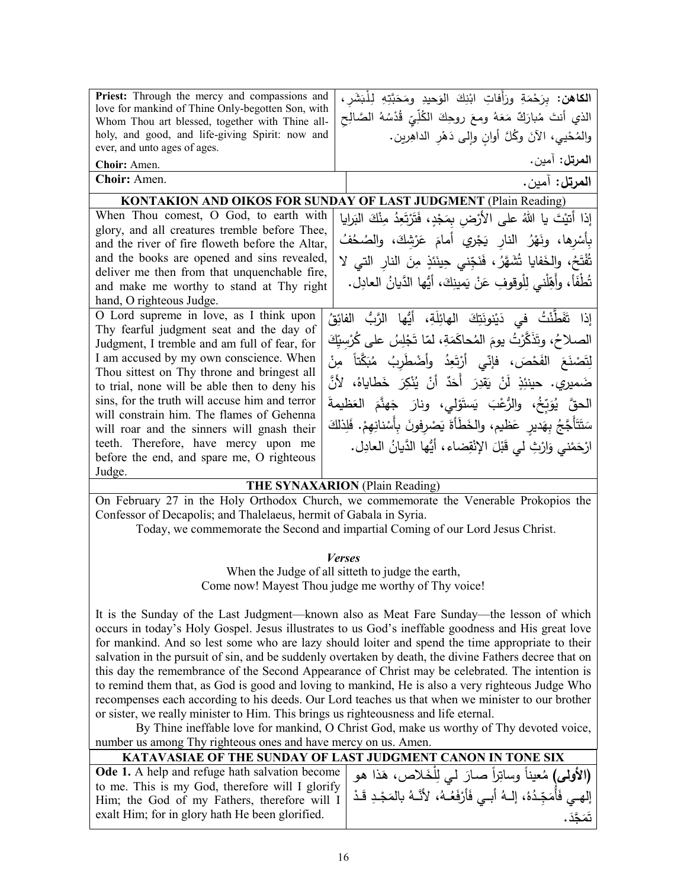| | |
|---|---|
| **Priest:** Through the mercy and compassions and love for mankind of Thine Only-begotten Son, with Whom Thou art blessed, together with Thine all-holy, and good, and life-giving Spirit: now and ever, and unto ages of ages. | **الكاهن:** بِرَحْمَةِ ورَأَفاتِ ابْنِكَ الوَحيدِ ومَحَبَّتِهِ لِلْبَشَرِ، الذي أنتَ مُبارَكٌ مَعَهُ ومعَ روحِكَ الكُلِّيِّ قُدْسُهُ الصَّالِحِ والمُحْيي، الآنَ وكُلَّ أوانٍ وإلى دَهْرِ الداهِرين. |
| **Choir:** Amen. | **المرتل:** آمين. |
| **Choir:** Amen. | **المرتل:** آمين. |

### KONTAKION AND OIKOS FOR SUNDAY OF LAST JUDGMENT (Plain Reading)

| | |
|---|---|
| When Thou comest, O God, to earth with glory, and all creatures tremble before Thee, and the river of fire floweth before the Altar, and the books are opened and sins revealed, deliver me then from that unquenchable fire, and make me worthy to stand at Thy right hand, O righteous Judge. | إذا أتيْتَ يا اللهُ على الأرْضِ بِمَجْدٍ، فَتَرْتَعِدُ مِنْكَ البَرايا بِأسْرِها، ونَهْرُ النارِ يَجْري أمامَ عَرْشِكَ، والصُحُفُ تُفْتَحُ، والخَفايا تُشَهَّرُ، فَنَجِّني حينَئذٍ مِنَ النارِ التي لا تُطْفَأ، وأَهِّلْني لِلْوقوفِ عَنْ يَمينِكَ، أيُّها الدَّيانُ العادِل. |
| O Lord supreme in love, as I think upon Thy fearful judgment seat and the day of Judgment, I tremble and am full of fear, for I am accused by my own conscience. When Thou sittest on Thy throne and bringest all to trial, none will be able then to deny his sins, for the truth will accuse him and terror will constrain him. The flames of Gehenna will roar and the sinners will gnash their teeth. Therefore, have mercy upon me before the end, and spare me, O righteous Judge. | إذا تَفَطَّنْتُ في دَيْنونَتِكَ الهائِلَةِ، أيُّها الرَّبُّ الفائِقُ الصلاحُ، وتَذَكَّرْتُ يومَ المُحاكَمَةِ، لمّا تَجْلِسُ على كُرْسِيِّكَ لِتَصْنَعَ الفَحْصَ، فإنّي أرْتَعِدُ وأضْطَرِبُ مُبَكَّتاً مِنْ ضَميري. حينئِذٍ لَنْ يَقدِرَ أَحَدٌ أنْ يُنْكِرَ خَطاياهُ، لأنَّ الحقَّ يُوَبِّخُ، والرُّعْبَ يَستَوْلي، ونارَ جَهنَّمَ العَظيمةَ سَتَتَأَجَّجُ بِهَديرٍ عَظيم، والخَطَأَةَ يَصْرِفونَ بِأَسْنانِهِمْ. فَلِذلِكَ ارْحَمْني وَارْثِ لي قَبْلَ الإنْقِضاء، أيُّها الدَّيانُ العادِل. |

### THE SYNAXARION (Plain Reading)

On February 27 in the Holy Orthodox Church, we commemorate the Venerable Prokopios the Confessor of Decapolis; and Thalelaeus, hermit of Gabala in Syria.

Today, we commemorate the Second and impartial Coming of our Lord Jesus Christ.

*Verses*

When the Judge of all sitteth to judge the earth,
Come now! Mayest Thou judge me worthy of Thy voice!

It is the Sunday of the Last Judgment—known also as Meat Fare Sunday—the lesson of which occurs in today's Holy Gospel. Jesus illustrates to us God's ineffable goodness and His great love for mankind. And so lest some who are lazy should loiter and spend the time appropriate to their salvation in the pursuit of sin, and be suddenly overtaken by death, the divine Fathers decree that on this day the remembrance of the Second Appearance of Christ may be celebrated. The intention is to remind them that, as God is good and loving to mankind, He is also a very righteous Judge Who recompenses each according to his deeds. Our Lord teaches us that when we minister to our brother or sister, we really minister to Him. This brings us righteousness and life eternal.

By Thine ineffable love for mankind, O Christ God, make us worthy of Thy devoted voice, number us among Thy righteous ones and have mercy on us. Amen.

### KATAVASIAE OF THE SUNDAY OF LAST JUDGMENT CANON IN TONE SIX

| | |
|---|---|
| **Ode 1.** A help and refuge hath salvation become to me. This is my God, therefore will I glorify Him; the God of my Fathers, therefore will I exalt Him; for in glory hath He been glorified. | **(الأولى)** مُعيناً وساتِراً صارَ لي لِلْخَلاص، هَذا هو إلهي فأُمَجِّدُهُ، إلهُ أبي فَأرْفَعُهُ، لأنَّهُ بالمَجْدِ قَدْ تَمَجَّدَ. |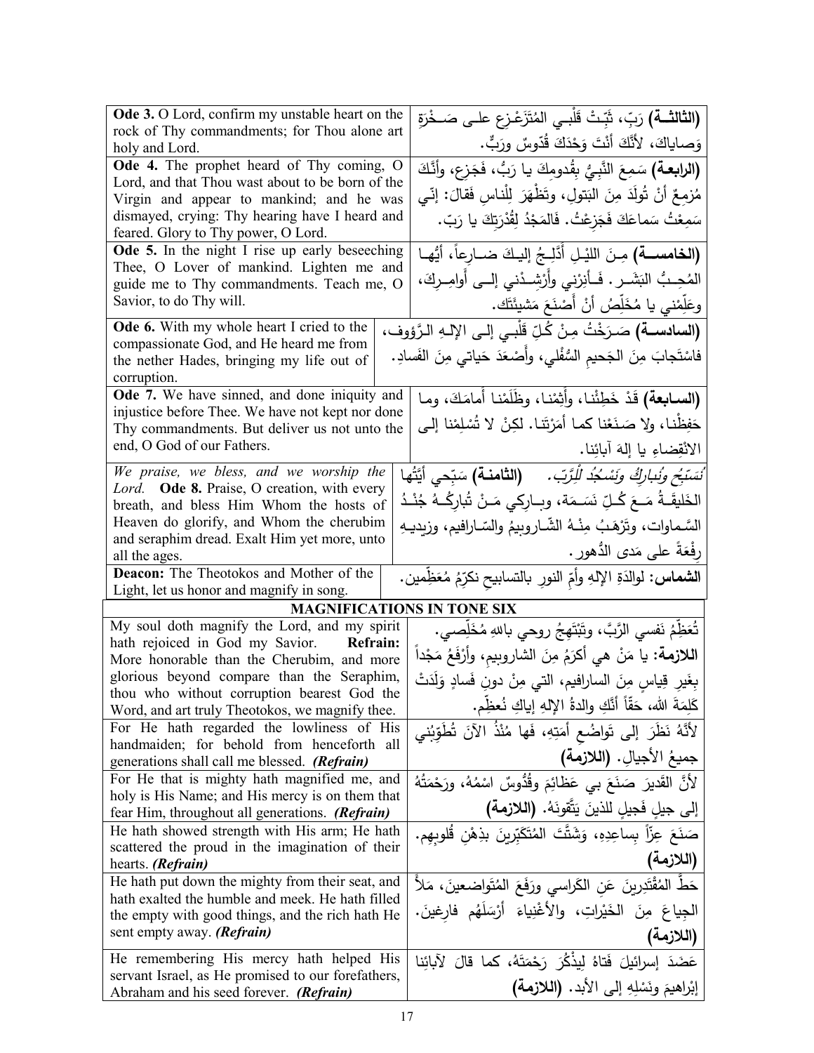| | |
|---|---|
| **Ode 3.** O Lord, confirm my unstable heart on the rock of Thy commandments; for Thou alone art holy and Lord. | **(الثالثة)** رَبِّ، ثَبِّتْ قَلْبي المُتَزَعْزِع على صَخْرَةِ وَصاياكَ، لأَنَّكَ أَنْتَ وَحْدَكَ قُدّوسٌ ورَبٌّ. |
| **Ode 4.** The prophet heard of Thy coming, O Lord, and that Thou wast about to be born of the Virgin and appear to mankind; and he was dismayed, crying: Thy hearing have I heard and feared. Glory to Thy power, O Lord. | **(الرابعة)** سَمِعَ النَّبِيُّ بِقُدومِكَ يا رَبُّ، فَجَزِع، وأَنَّكَ مُزمِعٌ أنْ تُولَدَ مِنَ البَتولِ، وتَظْهَرَ لِلْناسِ فَقالَ: إنّي سَمِعْتُ سَماعَكَ فَجَزِعْتُ. فَالمَجْدُ لِقُدْرَتِكَ يا رَبّ. |
| **Ode 5.** In the night I rise up early beseeching Thee, O Lover of mankind. Lighten me and guide me to Thy commandments. Teach me, O Savior, to do Thy will. | **(الخامسة)** مِنَ الليلِ أَدَّلِجُ إليكَ ضارِعاً، أيُّها المُحِبُّ البَشَر. فَأنِرْني وأَرْشِدْني إلى أَوامِرِكَ، وعَلِّمْني يا مُخَلِّصُ أنْ أَصْنَعَ مَشيئَتَك. |
| **Ode 6.** With my whole heart I cried to the compassionate God, and He heard me from the nether Hades, bringing my life out of corruption. | **(السادسة)** صَرَخْتُ مِنْ كُلِّ قَلْبي إلى الإلهِ الرَّؤوف، فاسْتَجابَ مِنَ الجَحيمِ السُّفْلي، وأَصْعَدَ حَياتي مِنَ الفَسادِ. |
| **Ode 7.** We have sinned, and done iniquity and injustice before Thee. We have not kept nor done Thy commandments. But deliver us not unto the end, O God of our Fathers. | **(السابعة)** قَدْ خَطِئْنا، وأَثِمْنا، وظَلَمْنا أَمامَكَ، وما حَفِظْنا، ولا صَنَعْنا كما أَمَرْتَنا. لكِنْ لا تُسلِمْنا إلى الانْقِضاءِ يا إلهَ آبائِنا. |
| *We praise, we bless, and we worship the Lord.* **Ode 8.** Praise, O creation, with every breath, and bless Him Whom the hosts of Heaven do glorify, and Whom the cherubim and seraphim dread. Exalt Him yet more, unto all the ages. | *نُسَبِّحُ ونُبارِكُ ونَسْجُدُ لِلْرَّب.* **(الثامنة)** سَبِّحي أَيَّتُها الخَليقَةُ مَعَ كُلِّ نَسَمَة، وبارِكي مَنْ تُبارِكُهُ جُنْدُ السَّماوات، وتَرْهَبُ مِنْهُ الشّاروبيمُ والسّارافيم، وزيديهِ رِفْعَةً على مَدى الدُّهور. |
| **Deacon:** The Theotokos and Mother of the Light, let us honor and magnify in song. | **الشماس:** لوالدَةِ الإلهِ وأمِّ النورِ بالتسابيحِ نكرِّمُ مُعَظِّمين. |

## MAGNIFICATIONS IN TONE SIX

| | |
|---|---|
| My soul doth magnify the Lord, and my spirit hath rejoiced in God my Savior. **Refrain:** More honorable than the Cherubim, and more glorious beyond compare than the Seraphim, thou who without corruption bearest God the Word, and art truly Theotokos, we magnify thee. | تُعَظِّمُ نَفسي الرَّبَّ، وتَبْتَهِجُ روحي باللهِ مُخَلِّصي. **اللازمة:** يا مَنْ هي أكرَمُ مِنَ الشاروبيمِ، وأرْفَعُ مَجْداً بِغَيرِ قِياسٍ مِنَ السارافيم، التي مِنْ دونِ فَسادٍ وَلَدَتْ كَلِمَةَ الله، حَقّاً أَنَّكِ والدةُ الإلهِ إياكِ نُعظِّم. |
| For He hath regarded the lowliness of His handmaiden; for behold from henceforth all generations shall call me blessed. *(Refrain)* | لأَنَّهُ نَظَرَ إلى تَواضُعِ أَمَتِهِ، فَها مُنْذُ الآنَ تُطَوِّبُني جميعُ الأجيالِ. **(اللازمة)** |
| For He that is mighty hath magnified me, and holy is His Name; and His mercy is on them that fear Him, throughout all generations. *(Refrain)* | لأَنَّ القَديرَ صَنَعَ بي عَظائِمَ وقُدُّوسٌ اسْمُهُ، ورَحْمَتُهُ إلى جيلٍ فَجيلٍ للذينَ يَتَّقونَهُ. **(اللازمة)** |
| He hath showed strength with His arm; He hath scattered the proud in the imagination of their hearts. *(Refrain)* | صَنَعَ عِزّاً بِساعِدِهِ، وَشَتَّتَ المُتَكَبِّرينَ بذِهْنِ قُلوبِهِم. **(اللازمة)** |
| He hath put down the mighty from their seat, and hath exalted the humble and meek. He hath filled the empty with good things, and the rich hath He sent empty away. *(Refrain)* | حَطَّ المُقْتَدِرينَ عَنِ الكَراسي ورَفَعَ المُتَواضِعينَ، مَلأَ الجِياعَ مِنَ الخَيْراتِ، والأَغْنِياءَ أَرْسَلَهُم فارِغينَ. **(اللازمة)** |
| He remembering His mercy hath helped His servant Israel, as He promised to our forefathers, Abraham and his seed forever. *(Refrain)* | عَضَدَ إسرائيلَ فَتاهُ لِيَذْكُرَ رَحْمَتَهُ، كما قالَ لآبائِنا إبْراهيمَ ونَسْلِهِ إلى الأبد. **(اللازمة)** |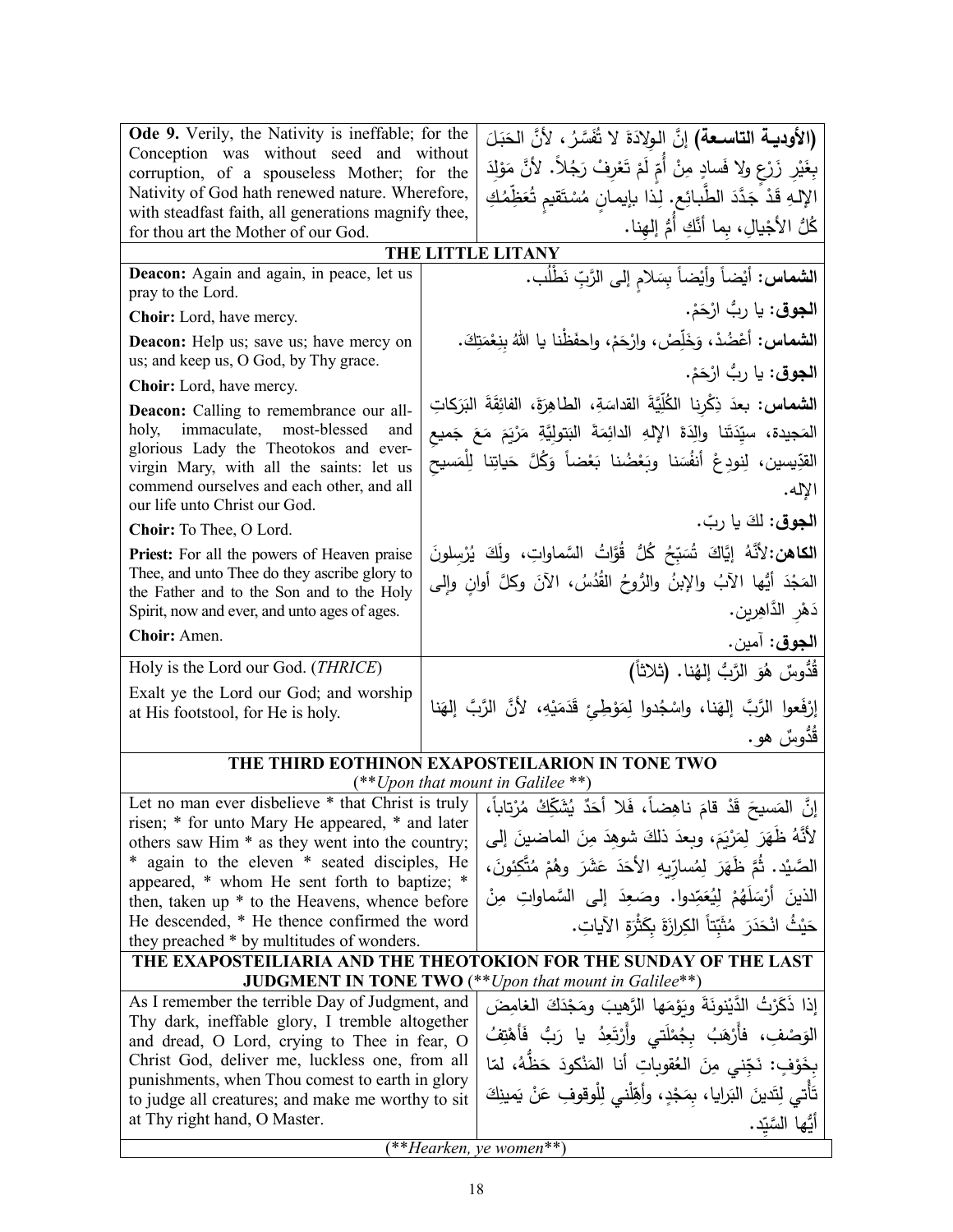| **Ode 9.** Verily, the Nativity is ineffable; for the Conception was without seed and without corruption, of a spouseless Mother; for the Nativity of God hath renewed nature. Wherefore, with steadfast faith, all generations magnify thee, for thou art the Mother of our God. | **(الأودية التاسعة)** إنَّ الوِلادَةَ لا تُفَسَّرُ، لأنَّ الحَبَلَ بِغَيْرِ زَرْعٍ ولا فَسادٍ مِنْ أُمٍّ لَمْ تَعْرِفْ رَجُلاً. لأنَّ مَوْلِدَ الإلهِ قَدْ جَدَّدَ الطَّبائِع. لِذا بإيمانٍ مُسْتَقيمٍ تُعَظِّمُكِ كُلُّ الأجْيالِ، بِما أنَّكِ أُمُّ إلهِنا. |
|---|---|

## THE LITTLE LITANY

| | |
|---|---|
| **Deacon:** Again and again, in peace, let us pray to the Lord. | **الشماس:** أيْضاً وأيْضاً بِسَلامٍ إلى الرَّبِّ نَطْلُب. |
| **Choir:** Lord, have mercy. | **الجوق:** يا ربُّ ارْحَمْ. |
| **Deacon:** Help us; save us; have mercy on us; and keep us, O God, by Thy grace. | **الشماس:** أعْضُدْ، وَخَلِّصْ، وارْحَمْ، واحفَظْنا يا اللهُ بِنِعْمَتِكَ. |
| **Choir:** Lord, have mercy. | **الجوق:** يا ربُّ ارْحَمْ. |
| **Deacon:** Calling to remembrance our all-holy, immaculate, most-blessed and glorious Lady the Theotokos and ever-virgin Mary, with all the saints: let us commend ourselves and each other, and all our life unto Christ our God. | **الشماس:** بعدَ ذِكْرِنا الكُلِّيَّةَ القداسَةِ، الطاهِرَةَ، الفائِقَةَ البَرَكاتِ المَجيدة، سيِّدَتَنا والِدَةَ الإلهِ الدائِمَةَ البَتوليَّةِ مَرْيَمَ مَعَ جَميعِ القدّيسين، لِنودِعْ أنفُسَنا وبَعْضُنا بَعْضاً وَكُلَّ حَياتِنا لِلْمَسيحِ الإله. |
| **Choir:** To Thee, O Lord. | **الجوق:** لكَ يا ربّ. |
| **Priest:** For all the powers of Heaven praise Thee, and unto Thee do they ascribe glory to the Father and to the Son and to the Holy Spirit, now and ever, and unto ages of ages. | **الكاهن:** لأنَّهُ إيَّاكَ تُسَبِّحُ كُلُّ قُوَّاتُ السَّماواتِ، ولَكَ يُرْسِلونَ المَجْدَ أيُّها الآبُ والإبنُ والرُّوحُ القُدُسُ، الآنَ وكلَّ أوانٍ وإلى دَهْرِ الدَّاهِرين. |
| **Choir:** Amen. | **الجوق:** آمين. |
| Holy is the Lord our God. (*THRICE*) | قُدُّوسٌ هُوَ الرَّبُّ إلهُنا. (ثلاثاً) |
| Exalt ye the Lord our God; and worship at His footstool, for He is holy. | إرْفَعوا الرَّبَّ إلهَنا، واسْجُدوا لِمَوْطِئِ قَدَمَيْهِ، لأنَّ الرَّبَّ إلهَنا قُدُّوسٌ هو. |

## THE THIRD EOTHINON EXAPOSTEILARION IN TONE TWO

(***Upon that mount in Galilee* **)

| | |
|---|---|
| Let no man ever disbelieve * that Christ is truly risen; * for unto Mary He appeared, * and later others saw Him * as they went into the country; * again to the eleven * seated disciples, He appeared, * whom He sent forth to baptize; * then, taken up * to the Heavens, whence before He descended, * He thence confirmed the word they preached * by multitudes of wonders. | إنَّ المَسيحَ قَدْ قامَ ناهِضاً، فَلا أحَدٌ يُشَكِّكُ مُرْتاباً، لأنَّهُ ظَهَرَ لِمَرْيَمَ، وبعدَ ذلكَ شوهِدَ مِنَ الماضينَ إلى الصَّيْد. ثُمَّ ظَهَرَ لِمُسارِّيهِ الأحَدَ عَشَرَ وهُمْ مُتَّكِئونَ، الذينَ أرْسَلَهُمْ لِيُعَمِّدوا. وصَعِدَ إلى السَّماواتِ مِنْ حَيْثُ انْحَدَرَ مُثَبِّتاً الكِرازَةَ بِكَثْرَةِ الآياتِ. |

## THE EXAPOSTEILIARIA AND THE THEOTOKION FOR THE SUNDAY OF THE LAST JUDGMENT IN TONE TWO (***Upon that mount in Galilee***)

| | |
|---|---|
| As I remember the terrible Day of Judgment, and Thy dark, ineffable glory, I tremble altogether and dread, O Lord, crying to Thee in fear, O Christ God, deliver me, luckless one, from all punishments, when Thou comest to earth in glory to judge all creatures; and make me worthy to sit at Thy right hand, O Master. | إذا ذَكَرْتُ الدَّيْنونَةَ ويَوْمَها الرَّهيبَ ومَجْدَكَ الغامِضَ الوَصْفِ، فأَرْهَبُ بِجُمْلَتي وأَرْتَعِدُ يا رَبُّ فَأَهْتِفُ بِخَوْفٍ: نَجِّني مِنَ العُقوباتِ أنا المَنْكودَ حَظُّهُ، لمّا تَأْتي لِتَدينَ البَرايا، بِمَجْدٍ، وأَهِّلْني لِلْوقوفِ عَنْ يَمينِكَ أيُّها السَّيِّد. |

(***Hearken, ye women***)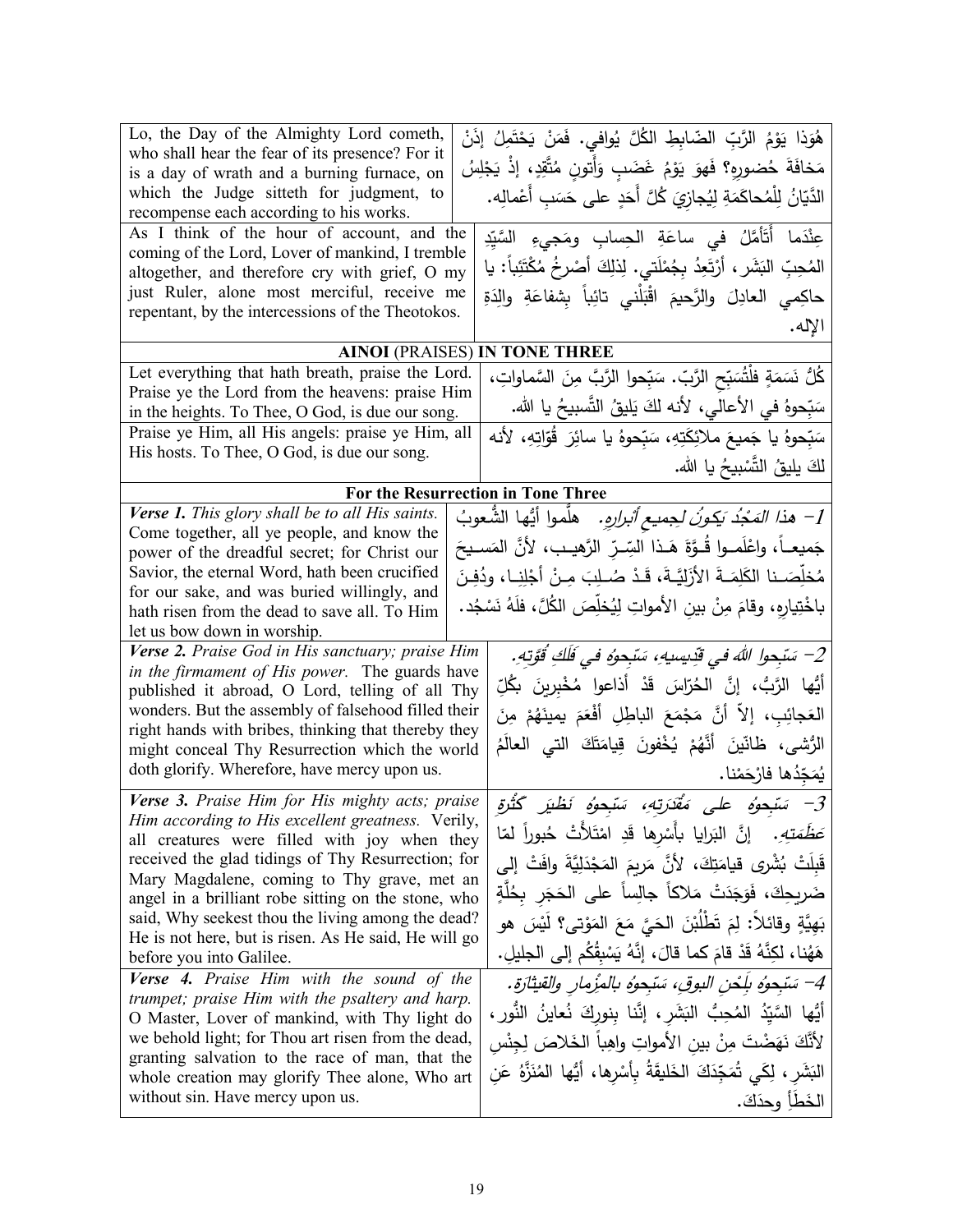| | |
|---|---|
| Lo, the Day of the Almighty Lord cometh, who shall hear the fear of its presence? For it is a day of wrath and a burning furnace, on which the Judge sitteth for judgment, to recompense each according to his works. | هُوَذا يَوْمُ الرَّبِّ الضّابِطِ الكُلَّ يُوافي. فَمَنْ يَحْتَمِلُ إذَنْ مَخافَةَ حُضورِهِ؟ فَهوَ يَوْمُ غَضَبٍ وَأَتونٍ مُتَّقِدٍ، إذْ يَجْلِسُ الدَّيّانُ لِلْمُحاكَمَةِ لِيُجازيَ كُلَّ أَحَدٍ على حَسَبِ أَعْمالِهِ. |
| As I think of the hour of account, and the coming of the Lord, Lover of mankind, I tremble altogether, and therefore cry with grief, O my just Ruler, alone most merciful, receive me repentant, by the intercessions of the Theotokos. | عِنْدَما أَتَأَمَّلُ في ساعَةِ الحِسابِ ومَجيءِ السَّيِّدِ المُحِبِّ البَشَر، أَرْتَعِدُ بِجُمْلَتي. لِذلِكَ أَصْرُخُ مُكْتَئِباً: يا حاكِمي العادِلَ والرَّحيمَ اقْبَلْني تائِباً بِشفاعَةِ والِدَةِ الإله. |
| **AINOI** (PRAISES) **IN TONE THREE** | |
| Let everything that hath breath, praise the Lord. Praise ye the Lord from the heavens: praise Him in the heights. To Thee, O God, is due our song. | كُلُّ نَسَمَةٍ فلْتُسَبِّحِ الرَّبّ. سَبِّحوا الرَّبَّ مِنَ السَّماواتِ، سَبِّحوهُ في الأعالي، لأنه لكَ يَليقُ التَّسبيحُ يا الله. |
| Praise ye Him, all His angels: praise ye Him, all His hosts. To Thee, O God, is due our song. | سَبِّحوهُ يا جَميعَ ملائِكَتِهِ، سَبِّحوهُ يا سائِرَ قُوّاتِهِ، لأنه لكَ يليقُ التَّسْبيحُ يا الله. |
| **For the Resurrection in Tone Three** | |
| ***Verse 1.*** *This glory shall be to all His saints.* Come together, all ye people, and know the power of the dreadful secret; for Christ our Savior, the eternal Word, hath been crucified for our sake, and was buried willingly, and hath risen from the dead to save all. To Him let us bow down in worship. | *1- هذا المَجْدُ يَكونُ لجميعِ أبرارِهِ.* هلُمّوا أيُّها الشُّعوبُ جَميعـاً، واعْلَمـوا قُـوَّةَ هَـذا السِّـرِّ الرَّهيـب، لأنَّ المَسـيحَ مُخلِّصَـنا الكَلِمَـةَ الأزَلِيَّـةَ، قَـدْ صُـلِبَ مِـنْ أجْلِنـا، ودُفِـنَ باخْتِيارِهِ، وقامَ مِنْ بينِ الأمواتِ لِيُخلِّصَ الكُلَّ، فلهُ نَسْجُد. |
| ***Verse 2.*** *Praise God in His sanctuary; praise Him in the firmament of His power.* The guards have published it abroad, O Lord, telling of all Thy wonders. But the assembly of falsehood filled their right hands with bribes, thinking that thereby they might conceal Thy Resurrection which the world doth glorify. Wherefore, have mercy upon us. | *2- سَبِّحوا اللهَ في قِدِّيسيهِ، سَبِّحوهُ في فَلَكِ قُوَّتِهِ.* أيُّها الرَّبُّ، إنَّ الحُرّاسَ قَدْ أذاعوا مُخْبِرينَ بِكُلِّ العَجائِبِ، إلاّ أنَّ مَجْمَعَ الباطِلِ أفْعَمَ يمينَهُمْ مِنَ الرُّشى، ظانّينَ أنَّهُمْ يُخْفونَ قِيامَتَكَ التي العالَمُ يُمَجِّدُها فارْحَمْنا. |
| ***Verse 3.*** *Praise Him for His mighty acts; praise Him according to His excellent greatness.* Verily, all creatures were filled with joy when they received the glad tidings of Thy Resurrection; for Mary Magdalene, coming to Thy grave, met an angel in a brilliant robe sitting on the stone, who said, Why seekest thou the living among the dead? He is not here, but is risen. As He said, He will go before you into Galilee. | *3- سَبِّحوهُ على مَقْدَرَتِهِ، سَبِّحوهُ نَظيرَ كَثْرَةِ عَظَمَتِهِ.* إنَّ البَرايا بأَسْرِها قَدِ امْتَلأَتْ حُبوراً لمّا قَبِلَتْ بُشْرى قيامَتِكَ، لأنَّ مَريمَ المَجْدَلِيَّةَ وافَتْ إلى ضَريحِكَ، فَوَجَدَتْ مَلاكاً جالِساً على الحَجَرِ بِحُلَّةٍ بَهِيَّةٍ وقائلاً: لِمَ تَطْلُبْنَ الحَيَّ مَعَ المَوْتى؟ لَيْسَ هو هَهُنا، لكِنَّهُ قَدْ قامَ كما قالَ، إنَّهُ يَسْبِقُكُم إلى الجليل. |
| ***Verse 4.*** *Praise Him with the sound of the trumpet; praise Him with the psaltery and harp.* O Master, Lover of mankind, with Thy light do we behold light; for Thou art risen from the dead, granting salvation to the race of man, that the whole creation may glorify Thee alone, Who art without sin. Have mercy upon us. | *4- سَبِّحوهُ بِلَحْنِ البوقِ، سَبِّحوهُ بالمِزْمارِ والقيثارَةِ.* أيُّها السَّيِّدُ المُحِبُّ البَشَر، إنّنا بنورِكَ نُعاينُ النُّور، لأنَّكَ نَهَضْتَ مِنْ بينِ الأمواتِ واهِباً الخَلاصَ لِجِنْسِ البَشَرِ، لِكَي تُمَجِّدَكَ الخَليقَةُ بِأَسْرِها، أيُّها المُنَزَّهُ عَنِ الخَطَأ وحدَكَ. |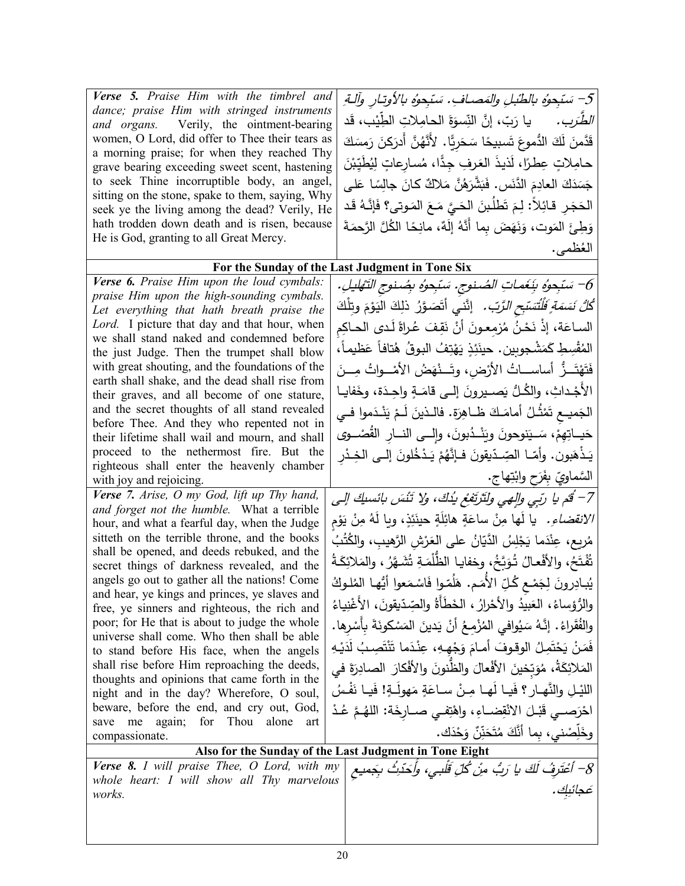| *Verse 5. Praise Him with the timbrel and dance; praise Him with stringed instruments and organs.* Verily, the ointment-bearing women, O Lord, did offer to Thee their tears as a morning praise; for when they reached Thy grave bearing exceeding sweet scent, hastening to seek Thine incorruptible body, an angel, sitting on the stone, spake to them, saying, Why seek ye the living among the dead? Verily, He hath trodden down death and is risen, because He is God, granting to all Great Mercy. | *5- سَبِّحوهُ بالطُّبلِ والمَصافِ. سَبِّحوهُ بالأوتارِ وآلَةِ الطَّرَبِ.* يا رَبّ، إنَّ النِّسوَةَ الحامِلاتِ الطِّيْب، قَد قَدَّمنَ لَكَ الدُّموعَ تَسبيحًا سَحَرِيًّا. لأنَّهُنَّ أدرَكنَ رَمسَكَ حامِلاتٍ عِطرًا، لَذيذَ العَرفِ جِدًّا، مُسارعاتٍ لِيُطَيِّبْنَ جَسَدَكَ العادِمَ الدَّنَس. فَبَشَّرَهُنَّ مَلاكٌ كانَ جالِسًا عَلى الحَجَرِ قائِلاً: لِمَ تَطلُبنَ الحَيَّ مَعَ المَوتى؟ فإنَّهُ قَد وَطِئَ المَوت، وَنَهَضَ بِما أنَّهُ إلَهٌ، مانِحًا الكُلَّ الرَّحمَةَ العُظمى. |
| --- | --- |
| **For the Sunday of the Last Judgment in Tone Six** | |
| *Verse 6. Praise Him upon the loud cymbals: praise Him upon the high-sounding cymbals. Let everything that hath breath praise the Lord.* I picture that day and that hour, when we shall stand naked and condemned before the just Judge. Then the trumpet shall blow with great shouting, and the foundations of the earth shall shake, and the dead shall rise from their graves, and all become of one stature, and the secret thoughts of all stand revealed before Thee. And they who repented not in their lifetime shall wail and mourn, and shall proceed to the nethermost fire. But the righteous shall enter the heavenly chamber with joy and rejoicing. | *6- سَبِّحوهُ بِنَغَماتِ الصُنوجِ. سَبِّحوهُ بِصُنوجِ التَهْليلِ. كُلُّ نَسَمَةٍ فَلْتُسَبِّحِ الرَّبّ.* إنَّني أَتَصَوَّرُ ذلِكَ اليَوْمَ وتِلْكَ السَاعَةَ، إذْ نَحْنُ مُزمِعونَ أنْ نَقِفَ عُراةً لَدى الحاكِمِ المُقْسِطِ كَمَشْجوبين. حينَئِذٍ يَهْتِفُ البوقُ هُتافاً عَظيماً، فَتَهْتَزُّ أساساتُ الأرْضِ، وتَنْهَضُ الأمْواتُ مِنَ الأَجْداثِ، والكُلُّ يَصيرونَ إلى قامَةٍ واحِدَة، وخَفايا الجَميعِ تَمْثُلُ أمامَكَ ظاهِرَة. فالذينَ لَمْ يَنْدَموا في حَياتِهِمْ، سَيَنوحونَ ويَنْدُبونَ، وإلى النارِ القُصْوى يَذْهَبون. وأمّا الصِدّيقونَ فإنَّهُمْ يَدْخُلونَ إلى الخِدْرِ السَّماويِّ بِفَرَحٍ وابْتِهاج. |
| *Verse 7. Arise, O my God, lift up Thy hand, and forget not the humble.* What a terrible hour, and what a fearful day, when the Judge sitteth on the terrible throne, and the books shall be opened, and deeds rebuked, and the secret things of darkness revealed, and the angels go out to gather all the nations! Come and hear, ye kings and princes, ye slaves and free, ye sinners and righteous, the rich and poor; for He that is about to judge the whole universe shall come. Who then shall be able to stand before His face, when the angels shall rise before Him reproaching the deeds, thoughts and opinions that came forth in the night and in the day? Wherefore, O soul, beware, before the end, and cry out, God, save me again; for Thou alone art compassionate. | *7- قُمْ يا رَبِّي وإلهي ولْتَرتَفِعْ يدُكَ، ولا تَنْسَ بائسيكَ إلى الانقضاءِ.* يا لَها مِنْ ساعَةٍ هائِلَةٍ حينَئِذٍ، ويا لَهُ مِنْ يَوْمٍ مُريع، عِنْدَما يَجْلِسُ الدَّيّانُ على العَرْشِ الرَّهيبِ، والكُتُبُ تُفْتَحُ، والأفْعالُ تُوَبَّخُ، وخفايا الظُّلْمَةِ تُشَهَّرُ، والمَلائِكَةُ يُبادِرونَ لِجَمْعِ كُلِّ الأُمَم. هَلُمّوا فَاسْمَعوا أيُّها المُلوكُ والرُّؤساءُ، العَبيدُ والأحْرارُ، الخَطَأَةُ والصِدّيقونَ، الأَغْنياءُ والفُقَراءُ. إنَّهُ سَيُوافي المُزْمِعُ أنْ يَدينَ المَسْكونَةَ بِأَسْرِها. فَمَنْ يَحْتَمِلُ الوقوفَ أمامَ وَجْهِهِ، عِنْدَما تَنْتَصِبُ لَدَيْهِ المَلائِكَةُ، مُوَبِّخينَ الأفْعالَ والظُّنونَ والأفْكارَ الصادِرَةَ في اللَيْلِ والنَّهار؟ فَيا لَها مِنْ ساعَةٍ مَهولَة! فَيا نَفْسُ احْرِصي قَبْلَ الانْقِضاءِ، واهْتِفي صارِخَة: اللهُمَّ عُدْ وخَلِّصْني، بِما أنَّكَ مُتَحَنِّنٌ وَحْدَك. |
| **Also for the Sunday of the Last Judgment in Tone Eight** | |
| *Verse 8. I will praise Thee, O Lord, with my whole heart: I will show all Thy marvelous works.* | *8- أعْتَرِفُ لَكَ يا رَبُّ مِنْ كُلِّ قَلْبي، وأُحَدِّثُ بِجَميعِ عَجائِبِك.* |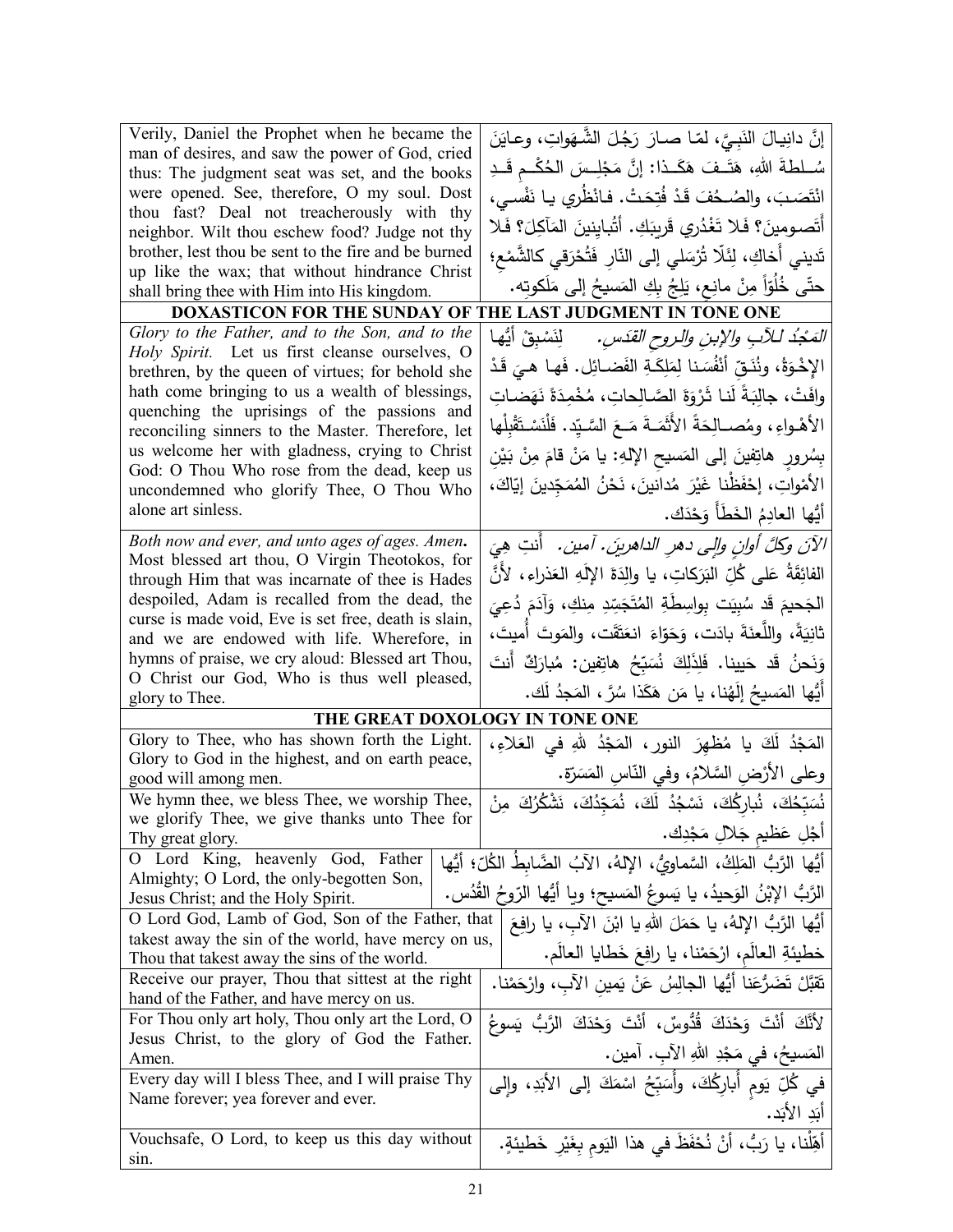| Verily, Daniel the Prophet when he became the man of desires, and saw the power of God, cried thus: The judgment seat was set, and the books were opened. See, therefore, O my soul. Dost thou fast? Deal not treacherously with thy neighbor. Wilt thou eschew food? Judge not thy brother, lest thou be sent to the fire and be burned up like the wax; that without hindrance Christ shall bring thee with Him into His kingdom. | إنَّ دانيـالَ النَبِـيَّ، لمّـا صـارَ رَجُلَ الشَّـهَواتِ، وعـايَنَ سُـلطةَ اللهِ، هَتَـفَ هَكَـذا: إنَّ مَجْلِـسَ الحُكْـمِ قَـدِ انْتَصَـبَ، والصُـحُفَ قَدْ فُتِحَتْ. فـانْظُري يـا نَفْسـي، أَتَصـومينَ؟ فَلا تَغْدُري قَريبَكِ. أتُبايِنينَ المَآكِلَ؟ فَلا تَديني أَخاكِ، لِئَلّا تُرْسَلي إلى النّارِ فَتُحْرَقي كالشَّمْعِ؛ حتّى خُلُوّاً مِنْ مانِعٍ، يَلِجُ بِكِ المَسيحُ إلى مَلَكوتِه. |
|---|---|
| **DOXASTICON FOR THE SUNDAY OF THE LAST JUDGMENT IN TONE ONE** | |
| *Glory to the Father, and to the Son, and to the Holy Spirit.* Let us first cleanse ourselves, O brethren, by the queen of virtues; for behold she hath come bringing to us a wealth of blessings, quenching the uprisings of the passions and reconciling sinners to the Master. Therefore, let us welcome her with gladness, crying to Christ God: O Thou Who rose from the dead, keep us uncondemned who glorify Thee, O Thou Who alone art sinless. | *المَجْدُ للآبِ والإبنِ والروحِ القدس.* لِنَسْبِقْ أيُّها الإخْوَةُ، ونُنَقِّ أنْفُسَنا لِمَلِكَـةِ الفَضـائل. فَها هيَ قَدْ وافَتْ، جالِبَةً لَنا ثَرْوَةَ الصَّـالِحاتِ، مُخْمِدَةً نَهَضـاتِ الأهْـواءِ، ومُصـالِحَةً الأثَمَـةَ مَـعَ السَّـيِّد. فَلْنَسْـتَقْبِلْها بِسُرورٍ هاتِفِينَ إلى المَسيحِ الإلهِ: يا مَنْ قامَ مِنْ بَيْنِ الأمْواتِ، إحْفَظْنا غَيْرَ مُدانينَ، نَحْنُ المُمَجِّدينَ إيّاكَ، أيُّها العادِمُ الخَطَأَ وَحْدَك. |
| *Both now and ever, and unto ages of ages. Amen.* Most blessed art thou, O Virgin Theotokos, for through Him that was incarnate of thee is Hades despoiled, Adam is recalled from the dead, the curse is made void, Eve is set free, death is slain, and we are endowed with life. Wherefore, in hymns of praise, we cry aloud: Blessed art Thou, O Christ our God, Who is thus well pleased, glory to Thee. | *الآنَ وكلَّ أوانٍ وإلى دهرِ الداهرين. آمين.* أنتِ هِيَ الفائِقَةُ عَلى كُلِّ البَرَكاتِ، يا والِدَةَ الإلَهِ العَذراء، لأنَّ الجَحيمَ قَد سُبِيَت بواسِطَةِ المُتَجَسِّدِ مِنكِ، وَآدَمَ دُعِيَ ثانِيَةً، واللَّعنَةَ بادَت، وَحَوّاءَ انعَتَقَت، والمَوتَ أُميتَ، وَنَحنُ قَد حَيينا. فَلِذَلِكَ نُسَبِّحُ هاتِفين: مُبارَكٌ أَنتَ أَيُّها المَسيحُ إلَهُنا، يا مَن هَكَذا سُرَّ، المَجدُ لَك. |
| **THE GREAT DOXOLOGY IN TONE ONE** | |
| Glory to Thee, who has shown forth the Light. Glory to God in the highest, and on earth peace, good will among men. | المَجْدُ لَكَ يا مُظهِرَ النورِ، المَجْدُ للهِ في العَلاءِ، وعلى الأرْضِ السَّلامُ، وفي النّاسِ المَسَرّة. |
| We hymn thee, we bless Thee, we worship Thee, we glorify Thee, we give thanks unto Thee for Thy great glory. | نُسَبِّحُكَ، نُبارِكُكَ، نَسْجُدُ لَكَ، نُمَجِّدُكَ، نَشْكُرُكَ مِنْ أجْلِ عَظيمِ جَلالِ مَجْدِك. |
| O Lord King, heavenly God, Father Almighty; O Lord, the only-begotten Son, Jesus Christ; and the Holy Spirit. | أيُّها الرَّبُّ المَلِكُ، السَّماويُّ، الإلهُ، الآبُ الضَّابِطُ الكُلّ؛ أيُّها الرَّبُّ الإبْنُ الوَحيدُ، يا يَسوعُ المَسيح؛ ويا أيُّها الرّوحُ القُدُس. |
| O Lord God, Lamb of God, Son of the Father, that takest away the sin of the world, have mercy on us, Thou that takest away the sins of the world. | أيُّها الرَّبُّ الإلهُ، يا حَمَلَ اللهِ يا ابْنَ الآبِ، يا رافِعَ خطيئَةِ العالَمِ، ارْحَمْنا، يا رافِعَ خَطايا العالَم. |
| Receive our prayer, Thou that sittest at the right hand of the Father, and have mercy on us. | تَقَبَّلْ تَضَرُّعَنا أيُّها الجالِسُ عَنْ يَمينِ الآبِ، وارْحَمْنا. |
| For Thou only art holy, Thou only art the Lord, O Jesus Christ, to the glory of God the Father. Amen. | لأنَّكَ أنْتَ وَحْدَكَ قُدُّوسٌ، أنْتَ وَحْدَكَ الرَّبُّ يَسوعُ المَسيحُ، في مَجْدِ اللهِ الآبِ. آمين. |
| Every day will I bless Thee, and I will praise Thy Name forever; yea forever and ever. | في كُلِّ يَومٍ أُبارِكُكَ، وأُسَبِّحُ اسْمَكَ إلى الأبَدِ، وإلى أَبَدِ الأبَد. |
| Vouchsafe, O Lord, to keep us this day without sin. | أهِّلْنا، يا رَبُّ، أنْ نُحْفَظَ في هذا اليَومِ بِغَيْرِ خَطيئةٍ. |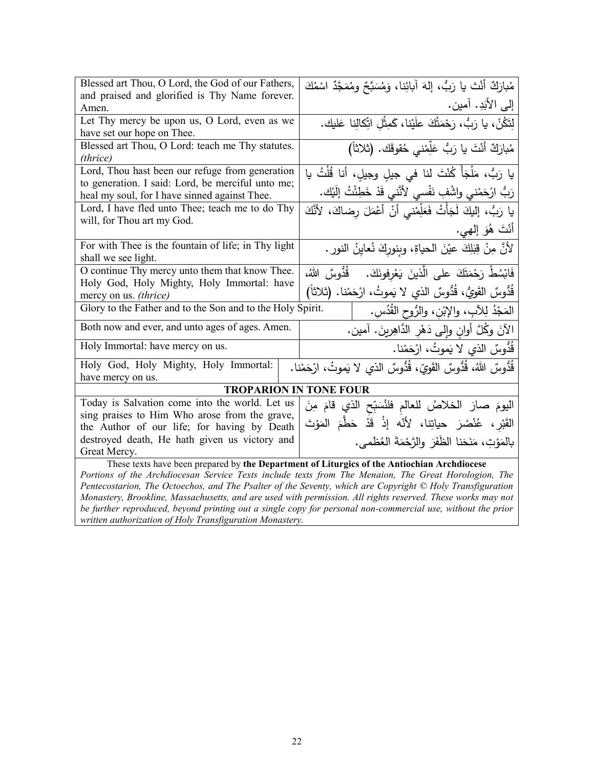| | |
|---|---|
| Blessed art Thou, O Lord, the God of our Fathers, and praised and glorified is Thy Name forever. Amen. | مُبارَكٌ أنْتَ يا رَبُّ، إلهَ آبائِنا، وَمُسَبَّحٌ ومُمَجَّدٌ اسْمُكَ إلى الأبَدِ. آمين. |
| Let Thy mercy be upon us, O Lord, even as we have set our hope on Thee. | لِتَكُنْ، يا رَبُّ، رَحْمَتُكَ علَيْنا، كَمِثْلِ اتِّكالِنا عَليك. |
| Blessed art Thou, O Lord: teach me Thy statutes. *(thrice)* | مُبارَكٌ أنْتَ يا رَبُّ عَلِّمْني حُقوقَك. (ثلاثاً) |
| Lord, Thou hast been our refuge from generation to generation. I said: Lord, be merciful unto me; heal my soul, for I have sinned against Thee. | يا رَبُّ، مَلْجَأً كُنْتَ لنا في جيلٍ وجيلٍ، أنا قُلْتُ يا رَبُّ ارْحَمْني واشْفِ نَفْسي لأنَّني قَدْ خَطِئْتُ إلَيْك. |
| Lord, I have fled unto Thee; teach me to do Thy will, for Thou art my God. | يا رَبُّ، إليكَ لَجَأْتُ فَعَلِّمْني أنْ أعْمَلَ رِضاكَ، لأنَّكَ أنْتَ هُوَ إلهي. |
| For with Thee is the fountain of life; in Thy light shall we see light. | لأنَّ مِنْ قِبَلِكَ عيْنَ الحياةِ، وبِنورِكَ نُعايِنُ النور. |
| O continue Thy mercy unto them that know Thee. Holy God, Holy Mighty, Holy Immortal: have mercy on us. *(thrice)* | فَابْسُطْ رَحْمَتَكَ على الَّذينَ يَعْرِفونَكَ. قُدُّوسٌ اللهُ، قُدُّوسٌ القَوِيُّ، قُدُّوسٌ الذي لا يَموتُ، ارْحَمْنا. (ثلاثاً) |
| Glory to the Father and to the Son and to the Holy Spirit. | المَجْدُ لِلآبِ، والإبْنِ، والرُّوحِ القُدُسِ. |
| Both now and ever, and unto ages of ages. Amen. | الآنَ وكُلَّ أوانٍ وإلى دَهْرِ الدَّاهِرينَ. آمين. |
| Holy Immortal: have mercy on us. | قُدُّوسٌ الذي لا يَموتُ، ارْحَمْنا. |
| Holy God, Holy Mighty, Holy Immortal: have mercy on us. | قُدُّوسٌ اللهُ، قُدُّوسٌ القَوِيّ، قُدُّوسٌ الذي لا يَموتُ، ارْحَمْنا. |
| **TROPARION IN TONE FOUR** | |
| Today is Salvation come into the world. Let us sing praises to Him Who arose from the grave, the Author of our life; for having by Death destroyed death, He hath given us victory and Great Mercy. | اليومَ صارَ الخلاصُ للعالمِ فلنُسَبِّحِ الذي قامَ مِنَ القَبْرِ، عُنْصُرَ حياتِنا، لأنَّه إذْ قَدْ حَطَّمَ المَوْتَ بالمَوْتِ، مَنَحَنا الظَفَرَ والرَّحْمَةَ العُظمى. |

These texts have been prepared by **the Department of Liturgics of the Antiochian Archdiocese**

*Portions of the Archdiocesan Service Texts include texts from The Menaion, The Great Horologion, The Pentecostarion, The Octoechos, and The Psalter of the Seventy, which are Copyright © Holy Transfiguration Monastery, Brookline, Massachusetts, and are used with permission. All rights reserved. These works may not be further reproduced, beyond printing out a single copy for personal non-commercial use, without the prior written authorization of Holy Transfiguration Monastery.*